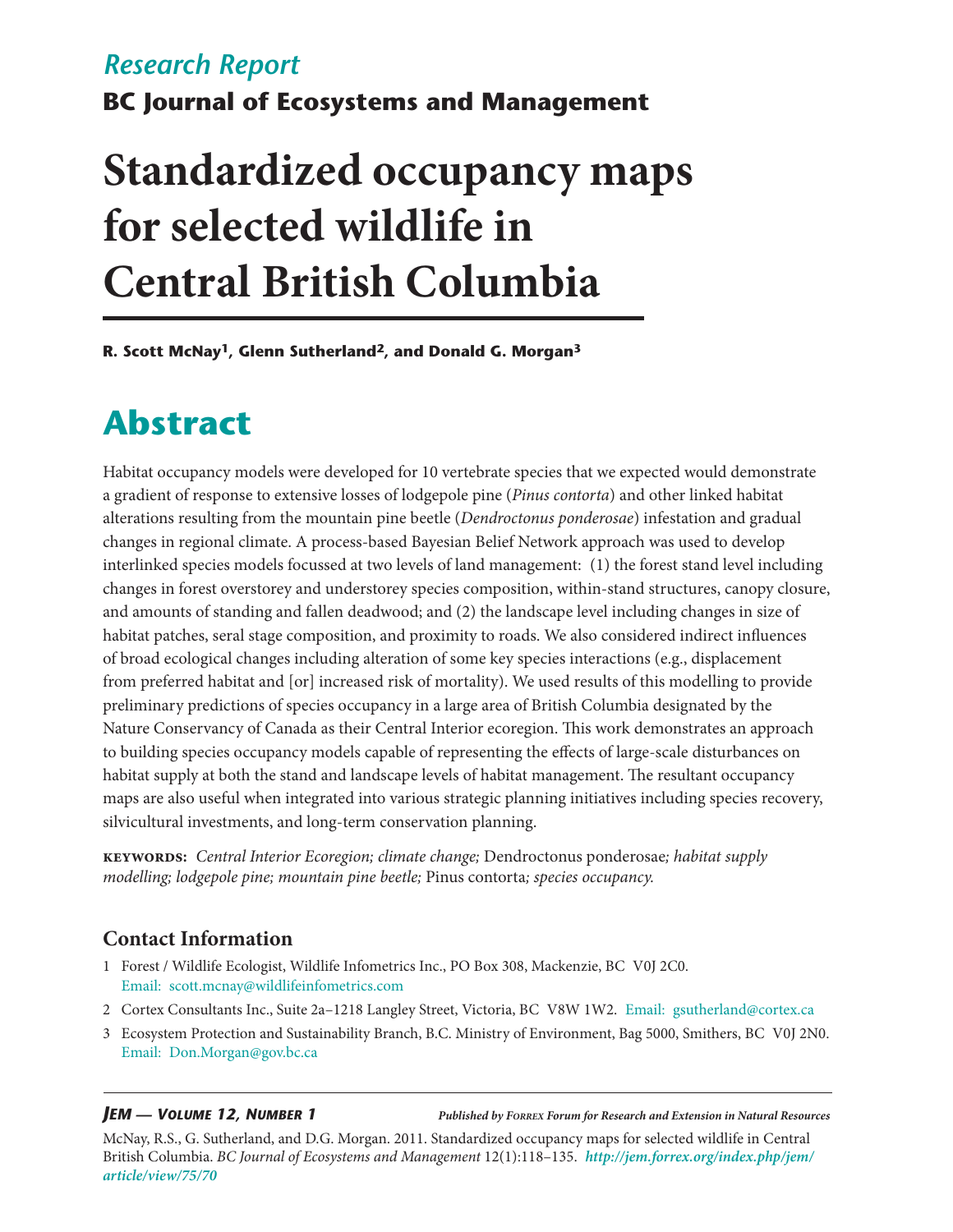*Research Report*

**BC Journal of Ecosystems and Management**

# Standardized occupancy maps for selected wildlife in Central British Columbia

**R. Scott McNay[1], Glenn Sutherland[2], and Donald G. Morgan[3]**

## Abstract

Habitat occupancy models were developed for 10 vertebrate species that we expected would demonstrate a gradient of response to extensive losses of lodgepole pine (*Pinus contorta*) and other linked habitat alterations resulting from the mountain pine beetle (*Dendroctonus ponderosae*) infestation and gradual changes in regional climate. A process-based Bayesian Belief Network approach was used to develop interlinked species models focussed at two levels of land management: (1) the forest stand level including changes in forest overstorey and understorey species composition, within-stand structures, canopy closure, and amounts of standing and fallen deadwood; and (2) the landscape level including changes in size of habitat patches, seral stage composition, and proximity to roads. We also considered indirect influences of broad ecological changes including alteration of some key species interactions (e.g., displacement from preferred habitat and [or] increased risk of mortality). We used results of this modelling to provide preliminary predictions of species occupancy in a large area of British Columbia designated by the Nature Conservancy of Canada as their Central Interior ecoregion. This work demonstrates an approach to building species occupancy models capable of representing the effects of large-scale disturbances on habitat supply at both the stand and landscape levels of habitat management. The resultant occupancy maps are also useful when integrated into various strategic planning initiatives including species recovery, silvicultural investments, and long-term conservation planning.

**KEYWORDS:** *Central Interior Ecoregion; climate change;* Dendroctonus ponderosae*; habitat supply modelling; lodgepole pine; mountain pine beetle;* Pinus contorta*; species occupancy.*

### Contact Information

1. Forest / Wildlife Ecologist, Wildlife Infometrics Inc., PO Box 308, Mackenzie, BC V0J 2C0. Email: scott.mcnay@wildlifeinfometrics.com
2. Cortex Consultants Inc., Suite 2a–1218 Langley Street, Victoria, BC V8W 1W2. Email: gsutherland@cortex.ca
3. Ecosystem Protection and Sustainability Branch, B.C. Ministry of Environment, Bag 5000, Smithers, BC V0J 2N0. Email: Don.Morgan@gov.bc.ca

McNay, R.S., G. Sutherland, and D.G. Morgan. 2011. Standardized occupancy maps for selected wildlife in Central British Columbia. *BC Journal of Ecosystems and Management* 12(1):118–135. *http://jem.forrex.org/index.php/jem/article/view/75/70*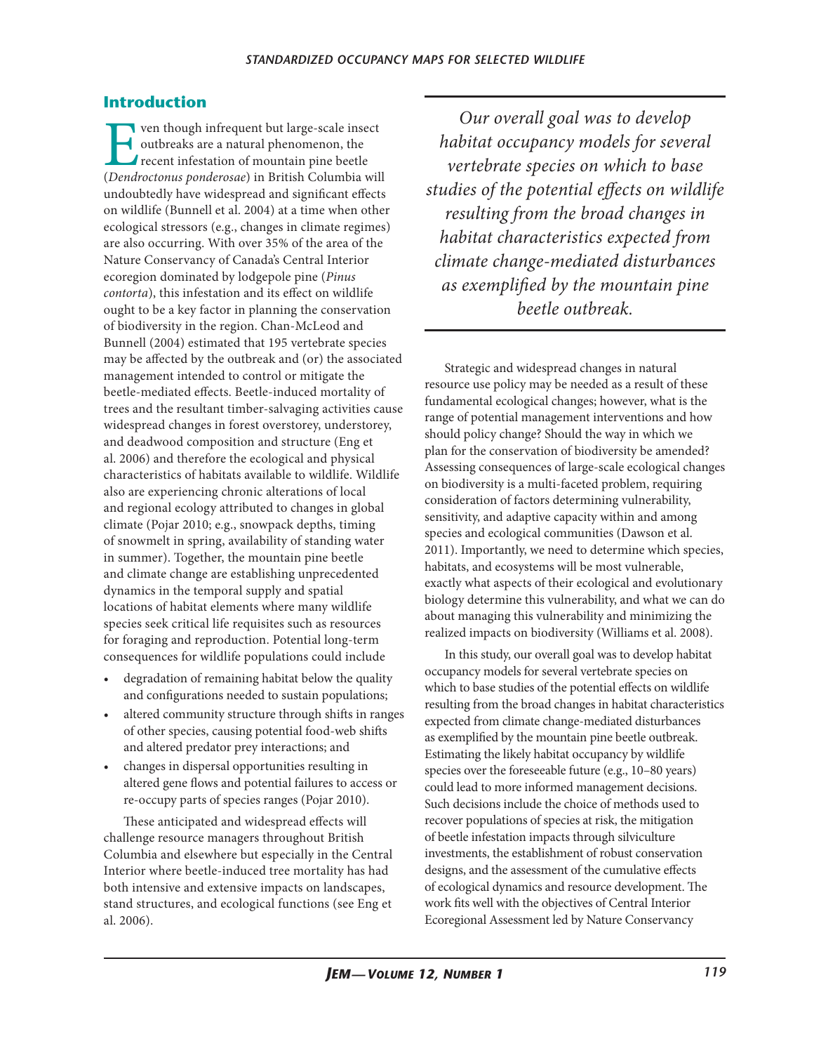## Introduction

Even though infrequent but large-scale insect outbreaks are a natural phenomenon, the recent infestation of mountain pine beetle (*Dendroctonus ponderosae*) in British Columbia will undoubtedly have widespread and significant effects on wildlife (Bunnell et al. 2004) at a time when other ecological stressors (e.g., changes in climate regimes) are also occurring. With over 35% of the area of the Nature Conservancy of Canada's Central Interior ecoregion dominated by lodgepole pine (*Pinus contorta*), this infestation and its effect on wildlife ought to be a key factor in planning the conservation of biodiversity in the region. Chan-McLeod and Bunnell (2004) estimated that 195 vertebrate species may be affected by the outbreak and (or) the associated management intended to control or mitigate the beetle-mediated effects. Beetle-induced mortality of trees and the resultant timber-salvaging activities cause widespread changes in forest overstorey, understorey, and deadwood composition and structure (Eng et al. 2006) and therefore the ecological and physical characteristics of habitats available to wildlife. Wildlife also are experiencing chronic alterations of local and regional ecology attributed to changes in global climate (Pojar 2010; e.g., snowpack depths, timing of snowmelt in spring, availability of standing water in summer). Together, the mountain pine beetle and climate change are establishing unprecedented dynamics in the temporal supply and spatial locations of habitat elements where many wildlife species seek critical life requisites such as resources for foraging and reproduction. Potential long-term consequences for wildlife populations could include

- degradation of remaining habitat below the quality and configurations needed to sustain populations;
- altered community structure through shifts in ranges of other species, causing potential food-web shifts and altered predator prey interactions; and
- changes in dispersal opportunities resulting in altered gene flows and potential failures to access or re-occupy parts of species ranges (Pojar 2010).

These anticipated and widespread effects will challenge resource managers throughout British Columbia and elsewhere but especially in the Central Interior where beetle-induced tree mortality has had both intensive and extensive impacts on landscapes, stand structures, and ecological functions (see Eng et al. 2006).

> *Our overall goal was to develop habitat occupancy models for several vertebrate species on which to base studies of the potential effects on wildlife resulting from the broad changes in habitat characteristics expected from climate change-mediated disturbances as exemplified by the mountain pine beetle outbreak.*

Strategic and widespread changes in natural resource use policy may be needed as a result of these fundamental ecological changes; however, what is the range of potential management interventions and how should policy change? Should the way in which we plan for the conservation of biodiversity be amended? Assessing consequences of large-scale ecological changes on biodiversity is a multi-faceted problem, requiring consideration of factors determining vulnerability, sensitivity, and adaptive capacity within and among species and ecological communities (Dawson et al. 2011). Importantly, we need to determine which species, habitats, and ecosystems will be most vulnerable, exactly what aspects of their ecological and evolutionary biology determine this vulnerability, and what we can do about managing this vulnerability and minimizing the realized impacts on biodiversity (Williams et al. 2008).

In this study, our overall goal was to develop habitat occupancy models for several vertebrate species on which to base studies of the potential effects on wildlife resulting from the broad changes in habitat characteristics expected from climate change-mediated disturbances as exemplified by the mountain pine beetle outbreak. Estimating the likely habitat occupancy by wildlife species over the foreseeable future (e.g., 10–80 years) could lead to more informed management decisions. Such decisions include the choice of methods used to recover populations of species at risk, the mitigation of beetle infestation impacts through silviculture investments, the establishment of robust conservation designs, and the assessment of the cumulative effects of ecological dynamics and resource development. The work fits well with the objectives of Central Interior Ecoregional Assessment led by Nature Conservancy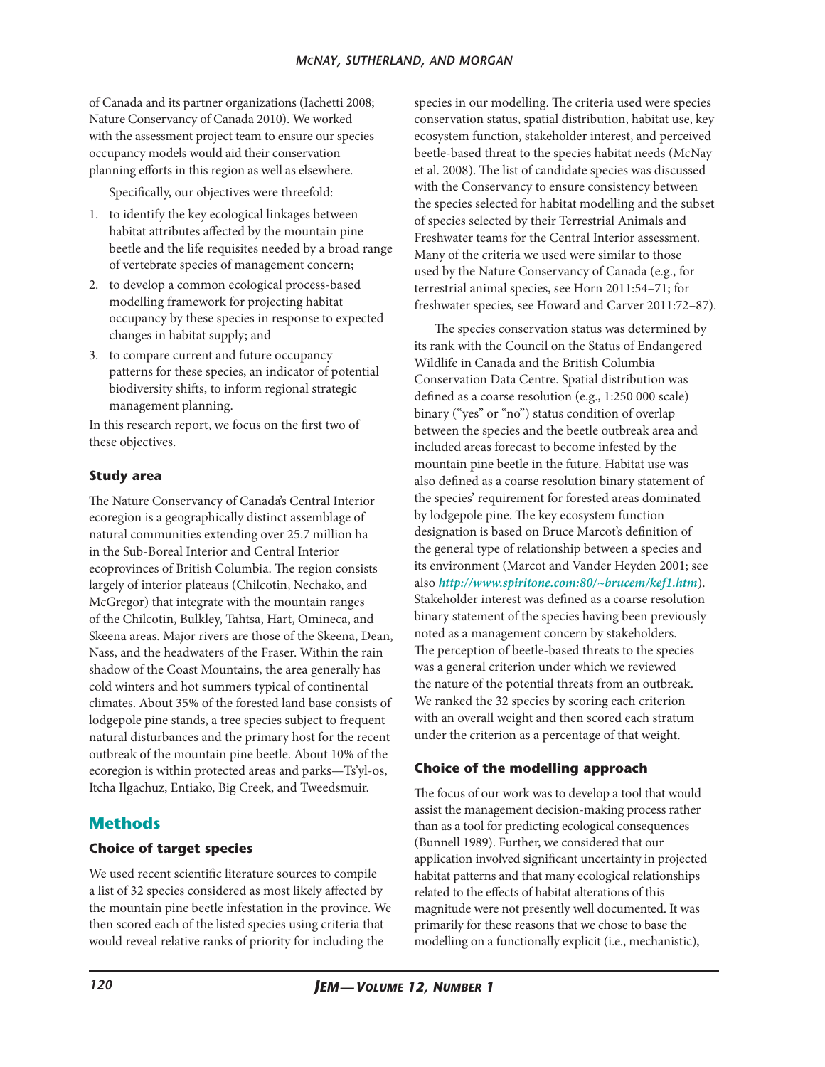of Canada and its partner organizations (Iachetti 2008; Nature Conservancy of Canada 2010). We worked with the assessment project team to ensure our species occupancy models would aid their conservation planning efforts in this region as well as elsewhere.

Specifically, our objectives were threefold:

1. to identify the key ecological linkages between habitat attributes affected by the mountain pine beetle and the life requisites needed by a broad range of vertebrate species of management concern;
2. to develop a common ecological process-based modelling framework for projecting habitat occupancy by these species in response to expected changes in habitat supply; and
3. to compare current and future occupancy patterns for these species, an indicator of potential biodiversity shifts, to inform regional strategic management planning.

In this research report, we focus on the first two of these objectives.

### Study area

The Nature Conservancy of Canada's Central Interior ecoregion is a geographically distinct assemblage of natural communities extending over 25.7 million ha in the Sub-Boreal Interior and Central Interior ecoprovinces of British Columbia. The region consists largely of interior plateaus (Chilcotin, Nechako, and McGregor) that integrate with the mountain ranges of the Chilcotin, Bulkley, Tahtsa, Hart, Omineca, and Skeena areas. Major rivers are those of the Skeena, Dean, Nass, and the headwaters of the Fraser. Within the rain shadow of the Coast Mountains, the area generally has cold winters and hot summers typical of continental climates. About 35% of the forested land base consists of lodgepole pine stands, a tree species subject to frequent natural disturbances and the primary host for the recent outbreak of the mountain pine beetle. About 10% of the ecoregion is within protected areas and parks—Ts'yl-os, Itcha Ilgachuz, Entiako, Big Creek, and Tweedsmuir.

## Methods

### Choice of target species

We used recent scientific literature sources to compile a list of 32 species considered as most likely affected by the mountain pine beetle infestation in the province. We then scored each of the listed species using criteria that would reveal relative ranks of priority for including the species in our modelling. The criteria used were species conservation status, spatial distribution, habitat use, key ecosystem function, stakeholder interest, and perceived beetle-based threat to the species habitat needs (McNay et al. 2008). The list of candidate species was discussed with the Conservancy to ensure consistency between the species selected for habitat modelling and the subset of species selected by their Terrestrial Animals and Freshwater teams for the Central Interior assessment. Many of the criteria we used were similar to those used by the Nature Conservancy of Canada (e.g., for terrestrial animal species, see Horn 2011:54–71; for freshwater species, see Howard and Carver 2011:72–87).

The species conservation status was determined by its rank with the Council on the Status of Endangered Wildlife in Canada and the British Columbia Conservation Data Centre. Spatial distribution was defined as a coarse resolution (e.g., 1:250 000 scale) binary ("yes" or "no") status condition of overlap between the species and the beetle outbreak area and included areas forecast to become infested by the mountain pine beetle in the future. Habitat use was also defined as a coarse resolution binary statement of the species' requirement for forested areas dominated by lodgepole pine. The key ecosystem function designation is based on Bruce Marcot's definition of the general type of relationship between a species and its environment (Marcot and Vander Heyden 2001; see also *http://www.spiritone.com:80/~brucem/kef1.htm*). Stakeholder interest was defined as a coarse resolution binary statement of the species having been previously noted as a management concern by stakeholders. The perception of beetle-based threats to the species was a general criterion under which we reviewed the nature of the potential threats from an outbreak. We ranked the 32 species by scoring each criterion with an overall weight and then scored each stratum under the criterion as a percentage of that weight.

### Choice of the modelling approach

The focus of our work was to develop a tool that would assist the management decision-making process rather than as a tool for predicting ecological consequences (Bunnell 1989). Further, we considered that our application involved significant uncertainty in projected habitat patterns and that many ecological relationships related to the effects of habitat alterations of this magnitude were not presently well documented. It was primarily for these reasons that we chose to base the modelling on a functionally explicit (i.e., mechanistic),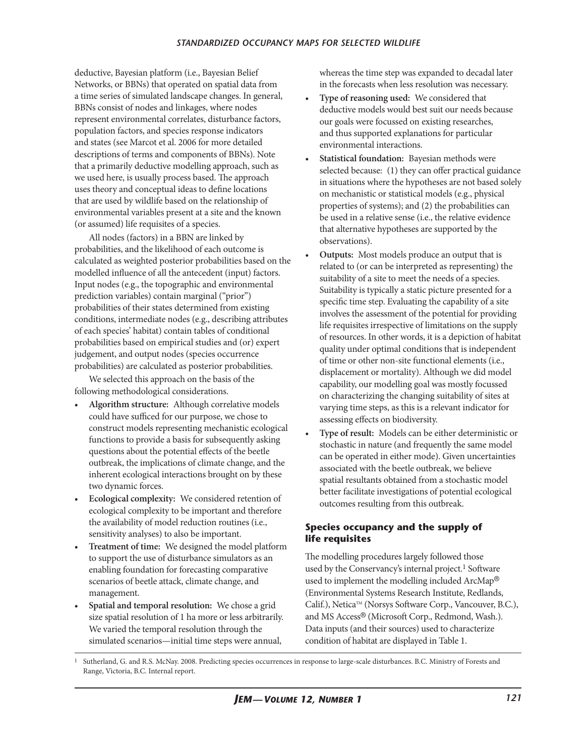deductive, Bayesian platform (i.e., Bayesian Belief Networks, or BBNs) that operated on spatial data from a time series of simulated landscape changes. In general, BBNs consist of nodes and linkages, where nodes represent environmental correlates, disturbance factors, population factors, and species response indicators and states (see Marcot et al. 2006 for more detailed descriptions of terms and components of BBNs). Note that a primarily deductive modelling approach, such as we used here, is usually process based. The approach uses theory and conceptual ideas to define locations that are used by wildlife based on the relationship of environmental variables present at a site and the known (or assumed) life requisites of a species.

All nodes (factors) in a BBN are linked by probabilities, and the likelihood of each outcome is calculated as weighted posterior probabilities based on the modelled influence of all the antecedent (input) factors. Input nodes (e.g., the topographic and environmental prediction variables) contain marginal ("prior") probabilities of their states determined from existing conditions, intermediate nodes (e.g., describing attributes of each species' habitat) contain tables of conditional probabilities based on empirical studies and (or) expert judgement, and output nodes (species occurrence probabilities) are calculated as posterior probabilities.

We selected this approach on the basis of the following methodological considerations.

- **Algorithm structure:** Although correlative models could have sufficed for our purpose, we chose to construct models representing mechanistic ecological functions to provide a basis for subsequently asking questions about the potential effects of the beetle outbreak, the implications of climate change, and the inherent ecological interactions brought on by these two dynamic forces.
- **Ecological complexity:** We considered retention of ecological complexity to be important and therefore the availability of model reduction routines (i.e., sensitivity analyses) to also be important.
- **Treatment of time:** We designed the model platform to support the use of disturbance simulators as an enabling foundation for forecasting comparative scenarios of beetle attack, climate change, and management.
- **Spatial and temporal resolution:** We chose a grid size spatial resolution of 1 ha more or less arbitrarily. We varied the temporal resolution through the simulated scenarios—initial time steps were annual, whereas the time step was expanded to decadal later in the forecasts when less resolution was necessary.
- **Type of reasoning used:** We considered that deductive models would best suit our needs because our goals were focussed on existing researches, and thus supported explanations for particular environmental interactions.
- **Statistical foundation:** Bayesian methods were selected because: (1) they can offer practical guidance in situations where the hypotheses are not based solely on mechanistic or statistical models (e.g., physical properties of systems); and (2) the probabilities can be used in a relative sense (i.e., the relative evidence that alternative hypotheses are supported by the observations).
- **Outputs:** Most models produce an output that is related to (or can be interpreted as representing) the suitability of a site to meet the needs of a species. Suitability is typically a static picture presented for a specific time step. Evaluating the capability of a site involves the assessment of the potential for providing life requisites irrespective of limitations on the supply of resources. In other words, it is a depiction of habitat quality under optimal conditions that is independent of time or other non-site functional elements (i.e., displacement or mortality). Although we did model capability, our modelling goal was mostly focussed on characterizing the changing suitability of sites at varying time steps, as this is a relevant indicator for assessing effects on biodiversity.
- **Type of result:** Models can be either deterministic or stochastic in nature (and frequently the same model can be operated in either mode). Given uncertainties associated with the beetle outbreak, we believe spatial resultants obtained from a stochastic model better facilitate investigations of potential ecological outcomes resulting from this outbreak.

## Species occupancy and the supply of life requisites

The modelling procedures largely followed those used by the Conservancy's internal project.[1] Software used to implement the modelling included ArcMap® (Environmental Systems Research Institute, Redlands, Calif.), Netica™ (Norsys Software Corp., Vancouver, B.C.), and MS Access® (Microsoft Corp., Redmond, Wash.). Data inputs (and their sources) used to characterize condition of habitat are displayed in Table 1.

[1] Sutherland, G. and R.S. McNay. 2008. Predicting species occurrences in response to large-scale disturbances. B.C. Ministry of Forests and Range, Victoria, B.C. Internal report.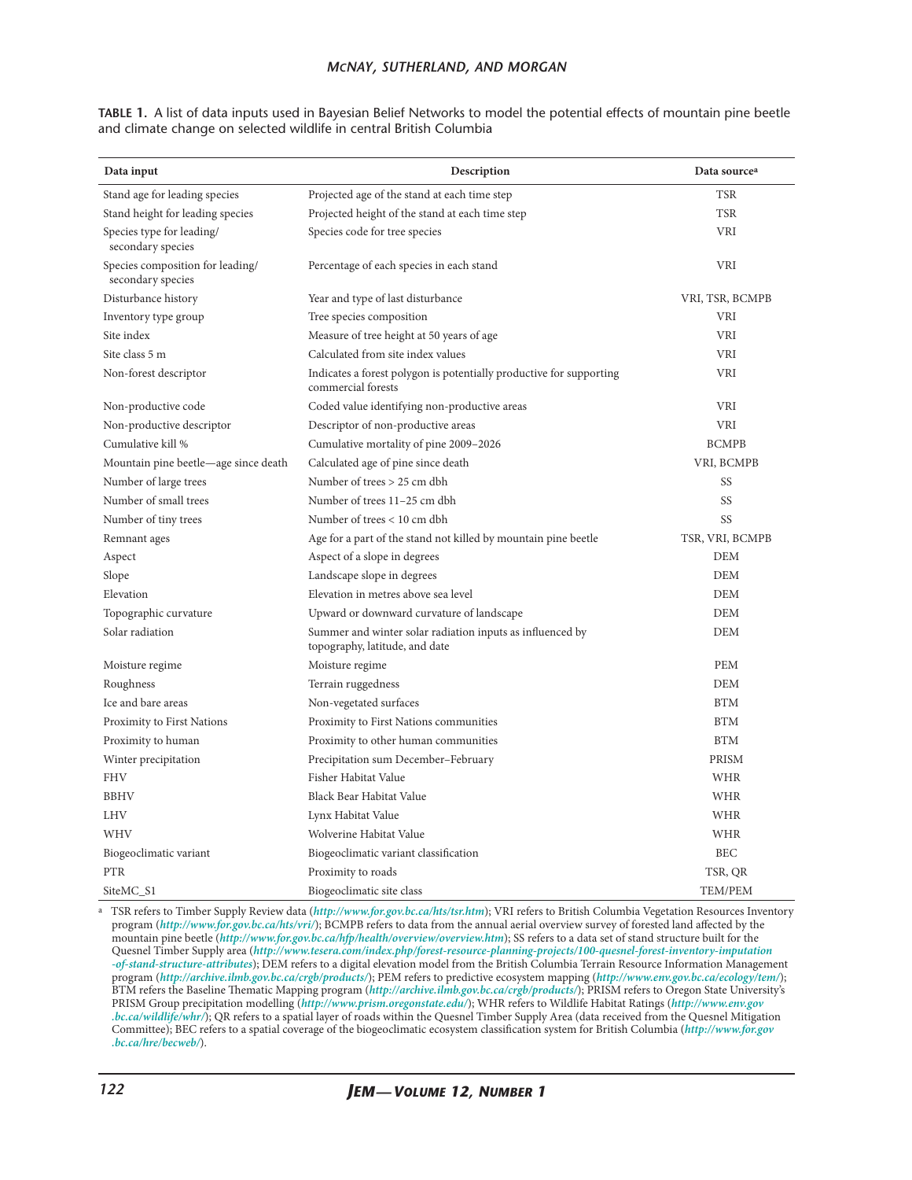**TABLE 1.** A list of data inputs used in Bayesian Belief Networks to model the potential effects of mountain pine beetle and climate change on selected wildlife in central British Columbia

| Data input | Description | Data source[a] |
|---|---|---|
| Stand age for leading species | Projected age of the stand at each time step | TSR |
| Stand height for leading species | Projected height of the stand at each time step | TSR |
| Species type for leading/ secondary species | Species code for tree species | VRI |
| Species composition for leading/ secondary species | Percentage of each species in each stand | VRI |
| Disturbance history | Year and type of last disturbance | VRI, TSR, BCMPB |
| Inventory type group | Tree species composition | VRI |
| Site index | Measure of tree height at 50 years of age | VRI |
| Site class 5 m | Calculated from site index values | VRI |
| Non-forest descriptor | Indicates a forest polygon is potentially productive for supporting commercial forests | VRI |
| Non-productive code | Coded value identifying non-productive areas | VRI |
| Non-productive descriptor | Descriptor of non-productive areas | VRI |
| Cumulative kill % | Cumulative mortality of pine 2009–2026 | BCMPB |
| Mountain pine beetle—age since death | Calculated age of pine since death | VRI, BCMPB |
| Number of large trees | Number of trees > 25 cm dbh | SS |
| Number of small trees | Number of trees 11–25 cm dbh | SS |
| Number of tiny trees | Number of trees < 10 cm dbh | SS |
| Remnant ages | Age for a part of the stand not killed by mountain pine beetle | TSR, VRI, BCMPB |
| Aspect | Aspect of a slope in degrees | DEM |
| Slope | Landscape slope in degrees | DEM |
| Elevation | Elevation in metres above sea level | DEM |
| Topographic curvature | Upward or downward curvature of landscape | DEM |
| Solar radiation | Summer and winter solar radiation inputs as influenced by topography, latitude, and date | DEM |
| Moisture regime | Moisture regime | PEM |
| Roughness | Terrain ruggedness | DEM |
| Ice and bare areas | Non-vegetated surfaces | BTM |
| Proximity to First Nations | Proximity to First Nations communities | BTM |
| Proximity to human | Proximity to other human communities | BTM |
| Winter precipitation | Precipitation sum December–February | PRISM |
| FHV | Fisher Habitat Value | WHR |
| BBHV | Black Bear Habitat Value | WHR |
| LHV | Lynx Habitat Value | WHR |
| WHV | Wolverine Habitat Value | WHR |
| Biogeoclimatic variant | Biogeoclimatic variant classification | BEC |
| PTR | Proximity to roads | TSR, QR |
| SiteMC_S1 | Biogeoclimatic site class | TEM/PEM |

[a] TSR refers to Timber Supply Review data (*http://www.for.gov.bc.ca/hts/tsr.htm*); VRI refers to British Columbia Vegetation Resources Inventory program (*http://www.for.gov.bc.ca/hts/vri/*); BCMPB refers to data from the annual aerial overview survey of forested land affected by the mountain pine beetle (*http://www.for.gov.bc.ca/hfp/health/overview/overview.htm*); SS refers to a data set of stand structure built for the Quesnel Timber Supply area (*http://www.tesera.com/index.php/forest-resource-planning-projects/100-quesnel-forest-inventory-imputation-of-stand-structure-attributes*); DEM refers to a digital elevation model from the British Columbia Terrain Resource Information Management program (*http://archive.ilmb.gov.bc.ca/crgb/products/*); PEM refers to predictive ecosystem mapping (*http://www.env.gov.bc.ca/ecology/tem/*); BTM refers the Baseline Thematic Mapping program (*http://archive.ilmb.gov.bc.ca/crgb/products/*); PRISM refers to Oregon State University's PRISM Group precipitation modelling (*http://www.prism.oregonstate.edu/*); WHR refers to Wildlife Habitat Ratings (*http://www.env.gov.bc.ca/wildlife/whr/*); QR refers to a spatial layer of roads within the Quesnel Timber Supply Area (data received from the Quesnel Mitigation Committee); BEC refers to a spatial coverage of the biogeoclimatic ecosystem classification system for British Columbia (*http://www.for.gov.bc.ca/hre/becweb/*).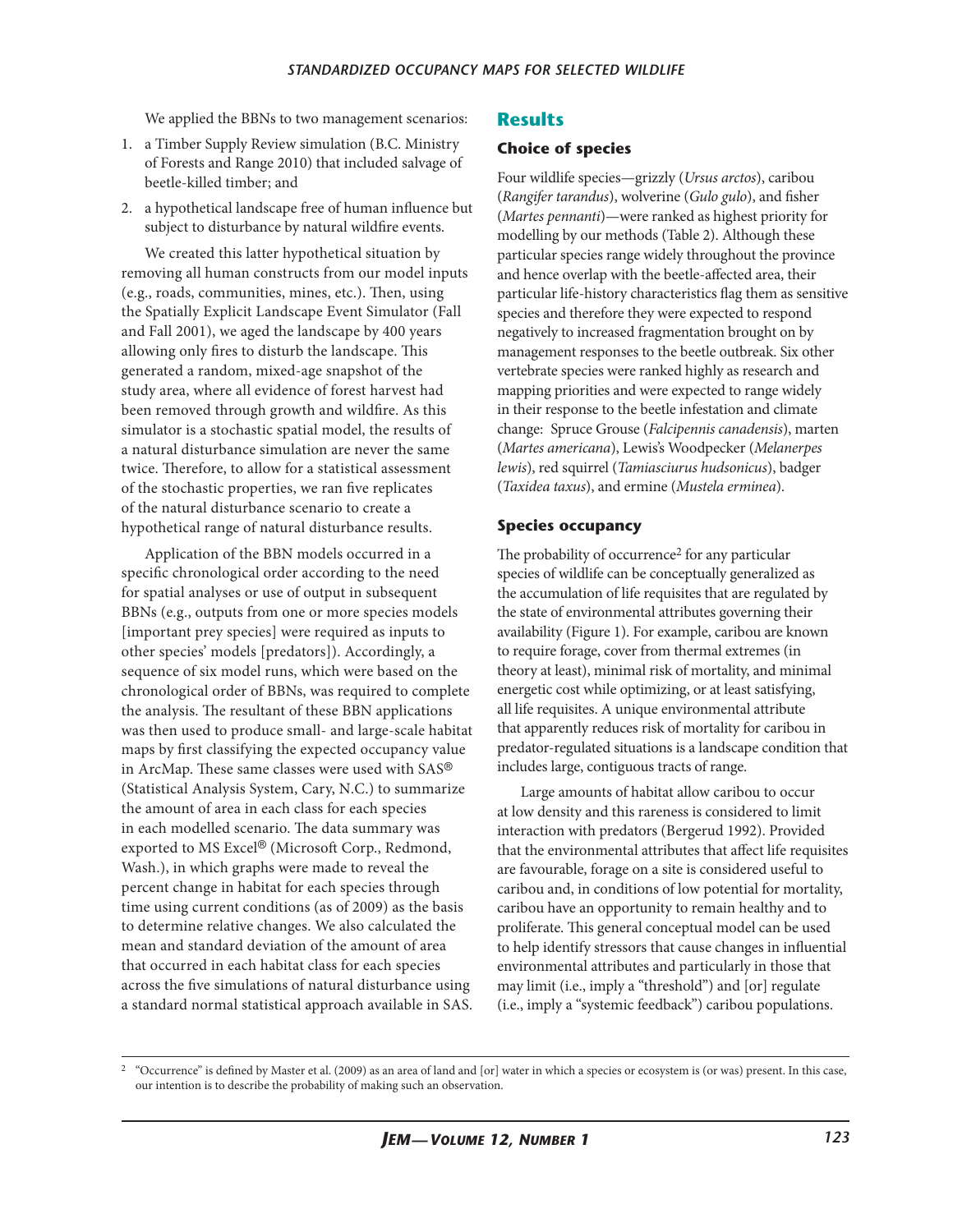We applied the BBNs to two management scenarios:

1. a Timber Supply Review simulation (B.C. Ministry of Forests and Range 2010) that included salvage of beetle-killed timber; and
2. a hypothetical landscape free of human influence but subject to disturbance by natural wildfire events.

We created this latter hypothetical situation by removing all human constructs from our model inputs (e.g., roads, communities, mines, etc.). Then, using the Spatially Explicit Landscape Event Simulator (Fall and Fall 2001), we aged the landscape by 400 years allowing only fires to disturb the landscape. This generated a random, mixed-age snapshot of the study area, where all evidence of forest harvest had been removed through growth and wildfire. As this simulator is a stochastic spatial model, the results of a natural disturbance simulation are never the same twice. Therefore, to allow for a statistical assessment of the stochastic properties, we ran five replicates of the natural disturbance scenario to create a hypothetical range of natural disturbance results.

Application of the BBN models occurred in a specific chronological order according to the need for spatial analyses or use of output in subsequent BBNs (e.g., outputs from one or more species models [important prey species] were required as inputs to other species' models [predators]). Accordingly, a sequence of six model runs, which were based on the chronological order of BBNs, was required to complete the analysis. The resultant of these BBN applications was then used to produce small- and large-scale habitat maps by first classifying the expected occupancy value in ArcMap. These same classes were used with SAS® (Statistical Analysis System, Cary, N.C.) to summarize the amount of area in each class for each species in each modelled scenario. The data summary was exported to MS Excel® (Microsoft Corp., Redmond, Wash.), in which graphs were made to reveal the percent change in habitat for each species through time using current conditions (as of 2009) as the basis to determine relative changes. We also calculated the mean and standard deviation of the amount of area that occurred in each habitat class for each species across the five simulations of natural disturbance using a standard normal statistical approach available in SAS.

## Results

### Choice of species

Four wildlife species—grizzly (*Ursus arctos*), caribou (*Rangifer tarandus*), wolverine (*Gulo gulo*), and fisher (*Martes pennanti*)—were ranked as highest priority for modelling by our methods (Table 2). Although these particular species range widely throughout the province and hence overlap with the beetle-affected area, their particular life-history characteristics flag them as sensitive species and therefore they were expected to respond negatively to increased fragmentation brought on by management responses to the beetle outbreak. Six other vertebrate species were ranked highly as research and mapping priorities and were expected to range widely in their response to the beetle infestation and climate change: Spruce Grouse (*Falcipennis canadensis*), marten (*Martes americana*), Lewis's Woodpecker (*Melanerpes lewis*), red squirrel (*Tamiasciurus hudsonicus*), badger (*Taxidea taxus*), and ermine (*Mustela erminea*).

### Species occupancy

The probability of occurrence[2] for any particular species of wildlife can be conceptually generalized as the accumulation of life requisites that are regulated by the state of environmental attributes governing their availability (Figure 1). For example, caribou are known to require forage, cover from thermal extremes (in theory at least), minimal risk of mortality, and minimal energetic cost while optimizing, or at least satisfying, all life requisites. A unique environmental attribute that apparently reduces risk of mortality for caribou in predator-regulated situations is a landscape condition that includes large, contiguous tracts of range.

Large amounts of habitat allow caribou to occur at low density and this rareness is considered to limit interaction with predators (Bergerud 1992). Provided that the environmental attributes that affect life requisites are favourable, forage on a site is considered useful to caribou and, in conditions of low potential for mortality, caribou have an opportunity to remain healthy and to proliferate. This general conceptual model can be used to help identify stressors that cause changes in influential environmental attributes and particularly in those that may limit (i.e., imply a "threshold") and [or] regulate (i.e., imply a "systemic feedback") caribou populations.

[2] "Occurrence" is defined by Master et al. (2009) as an area of land and [or] water in which a species or ecosystem is (or was) present. In this case, our intention is to describe the probability of making such an observation.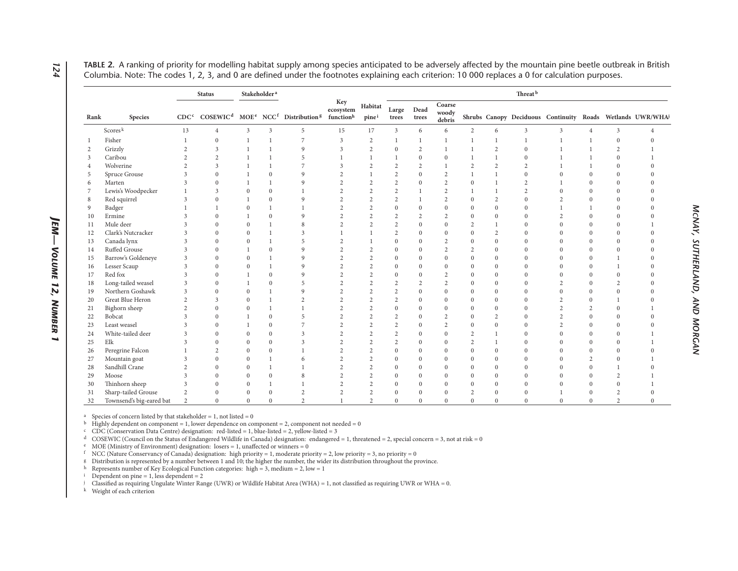**TABLE 2.** A ranking of priority for modelling habitat supply among species anticipated to be adversely affected by the mountain pine beetle outbreak in British Columbia. Note: The codes 1, 2, 3, and 0 are defined under the footnotes explaining each criterion: 10 000 replaces a 0 for calculation purposes.

| | | Status | | Stakeholder[a] | | | | | Threat[b] | | | | | | | | | |
|---|---|---|---|---|---|---|---|---|---|---|---|---|---|---|---|---|---|---|
| Rank | Species | CDC[c] | COSEWIC[d] | MOE[e] | NCC[f] | Distribution[g] | Key ecosystem function[h] | Habitat pine[i] | Large trees | Dead trees | Coarse woody debris | Shrubs | Canopy | Deciduous | Continuity | Roads | Wetlands | UWR/WHA[j] |
| | Scores[k] | 13 | 4 | 3 | 3 | 5 | 15 | 17 | 3 | 6 | 6 | 2 | 6 | 3 | 3 | 4 | 3 | 4 |
| 1 | Fisher | 1 | 0 | 1 | 1 | 7 | 3 | 2 | 1 | 1 | 1 | 1 | 1 | 1 | 1 | 1 | 0 | 0 |
| 2 | Grizzly | 2 | 3 | 1 | 1 | 9 | 3 | 2 | 0 | 2 | 1 | 1 | 2 | 0 | 1 | 1 | 2 | 1 |
| 3 | Caribou | 2 | 2 | 1 | 1 | 5 | 1 | 1 | 1 | 0 | 0 | 1 | 1 | 0 | 1 | 1 | 0 | 1 |
| 4 | Wolverine | 2 | 3 | 1 | 1 | 7 | 3 | 2 | 2 | 2 | 1 | 2 | 2 | 2 | 1 | 1 | 0 | 0 |
| 5 | Spruce Grouse | 3 | 0 | 1 | 0 | 9 | 2 | 1 | 2 | 0 | 2 | 1 | 1 | 0 | 0 | 0 | 0 | 0 |
| 6 | Marten | 3 | 0 | 1 | 1 | 9 | 2 | 2 | 2 | 0 | 2 | 0 | 1 | 2 | 1 | 0 | 0 | 0 |
| 7 | Lewis's Woodpecker | 1 | 3 | 0 | 0 | 1 | 2 | 2 | 2 | 1 | 2 | 1 | 1 | 2 | 0 | 0 | 0 | 0 |
| 8 | Red squirrel | 3 | 0 | 1 | 0 | 9 | 2 | 2 | 2 | 1 | 2 | 0 | 2 | 0 | 2 | 0 | 0 | 0 |
| 9 | Badger | 1 | 1 | 0 | 1 | 1 | 2 | 2 | 0 | 0 | 0 | 0 | 0 | 0 | 1 | 1 | 0 | 0 |
| 10 | Ermine | 3 | 0 | 1 | 0 | 9 | 2 | 2 | 2 | 2 | 2 | 0 | 0 | 0 | 2 | 0 | 0 | 0 |
| 11 | Mule deer | 3 | 0 | 0 | 1 | 8 | 2 | 2 | 2 | 0 | 0 | 2 | 1 | 0 | 0 | 0 | 0 | 1 |
| 12 | Clark's Nutcracker | 3 | 0 | 0 | 1 | 3 | 1 | 1 | 2 | 0 | 0 | 0 | 2 | 0 | 0 | 0 | 0 | 0 |
| 13 | Canada lynx | 3 | 0 | 0 | 1 | 5 | 2 | 1 | 0 | 0 | 2 | 0 | 0 | 0 | 0 | 0 | 0 | 0 |
| 14 | Ruffed Grouse | 3 | 0 | 1 | 0 | 9 | 2 | 2 | 0 | 0 | 2 | 2 | 0 | 0 | 0 | 0 | 0 | 0 |
| 15 | Barrow's Goldeneye | 3 | 0 | 0 | 1 | 9 | 2 | 2 | 0 | 0 | 0 | 0 | 0 | 0 | 0 | 0 | 1 | 0 |
| 16 | Lesser Scaup | 3 | 0 | 0 | 1 | 9 | 2 | 2 | 0 | 0 | 0 | 0 | 0 | 0 | 0 | 0 | 1 | 0 |
| 17 | Red fox | 3 | 0 | 1 | 0 | 9 | 2 | 2 | 0 | 0 | 2 | 0 | 0 | 0 | 0 | 0 | 0 | 0 |
| 18 | Long-tailed weasel | 3 | 0 | 1 | 0 | 5 | 2 | 2 | 2 | 2 | 2 | 0 | 0 | 0 | 2 | 0 | 2 | 0 |
| 19 | Northern Goshawk | 3 | 0 | 0 | 1 | 9 | 2 | 2 | 2 | 0 | 0 | 0 | 0 | 0 | 0 | 0 | 0 | 0 |
| 20 | Great Blue Heron | 2 | 3 | 0 | 1 | 2 | 2 | 2 | 2 | 0 | 0 | 0 | 0 | 0 | 2 | 0 | 1 | 0 |
| 21 | Bighorn sheep | 2 | 0 | 0 | 1 | 1 | 2 | 2 | 0 | 0 | 0 | 0 | 0 | 0 | 2 | 2 | 0 | 1 |
| 22 | Bobcat | 3 | 0 | 1 | 0 | 5 | 2 | 2 | 2 | 0 | 2 | 0 | 2 | 0 | 2 | 0 | 0 | 0 |
| 23 | Least weasel | 3 | 0 | 1 | 0 | 7 | 2 | 2 | 2 | 0 | 2 | 0 | 0 | 0 | 2 | 0 | 0 | 0 |
| 24 | White-tailed deer | 3 | 0 | 0 | 0 | 3 | 2 | 2 | 2 | 0 | 0 | 2 | 1 | 0 | 0 | 0 | 0 | 1 |
| 25 | Elk | 3 | 0 | 0 | 0 | 3 | 2 | 2 | 2 | 0 | 0 | 2 | 1 | 0 | 0 | 0 | 0 | 1 |
| 26 | Peregrine Falcon | 1 | 2 | 0 | 0 | 1 | 2 | 2 | 0 | 0 | 0 | 0 | 0 | 0 | 0 | 0 | 0 | 0 |
| 27 | Mountain goat | 3 | 0 | 0 | 1 | 6 | 2 | 2 | 0 | 0 | 0 | 0 | 0 | 0 | 0 | 2 | 0 | 1 |
| 28 | Sandhill Crane | 2 | 0 | 0 | 1 | 1 | 2 | 2 | 0 | 0 | 0 | 0 | 0 | 0 | 0 | 0 | 1 | 0 |
| 29 | Moose | 3 | 0 | 0 | 0 | 8 | 2 | 2 | 0 | 0 | 0 | 0 | 0 | 0 | 0 | 0 | 2 | 1 |
| 30 | Thinhorn sheep | 3 | 0 | 0 | 1 | 1 | 2 | 2 | 0 | 0 | 0 | 0 | 0 | 0 | 0 | 0 | 0 | 1 |
| 31 | Sharp-tailed Grouse | 2 | 0 | 0 | 0 | 2 | 2 | 2 | 0 | 0 | 0 | 2 | 0 | 0 | 1 | 0 | 2 | 0 |
| 32 | Townsend's big-eared bat | 2 | 0 | 0 | 0 | 2 | 1 | 2 | 0 | 0 | 0 | 0 | 0 | 0 | 0 | 0 | 2 | 0 |

[a] Species of concern listed by that stakeholder = 1, not listed = 0
[b] Highly dependent on component = 1, lower dependence on component = 2, component not needed = 0
[c] CDC (Conservation Data Centre) designation: red-listed = 1, blue-listed = 2, yellow-listed = 3
[d] COSEWIC (Council on the Status of Endangered Wildlife in Canada) designation: endangered = 1, threatened = 2, special concern = 3, not at risk = 0
[e] MOE (Ministry of Environment) designation: losers = 1, unaffected or winners = 0
[f] NCC (Nature Conservancy of Canada) designation: high priority = 1, moderate priority = 2, low priority = 3, no priority = 0
[g] Distribution is represented by a number between 1 and 10; the higher the number, the wider its distribution throughout the province.
[h] Represents number of Key Ecological Function categories: high = 3, medium = 2, low = 1
[i] Dependent on pine = 1, less dependent = 2
[j] Classified as requiring Ungulate Winter Range (UWR) or Wildlife Habitat Area (WHA) = 1, not classified as requiring UWR or WHA = 0.
[k] Weight of each criterion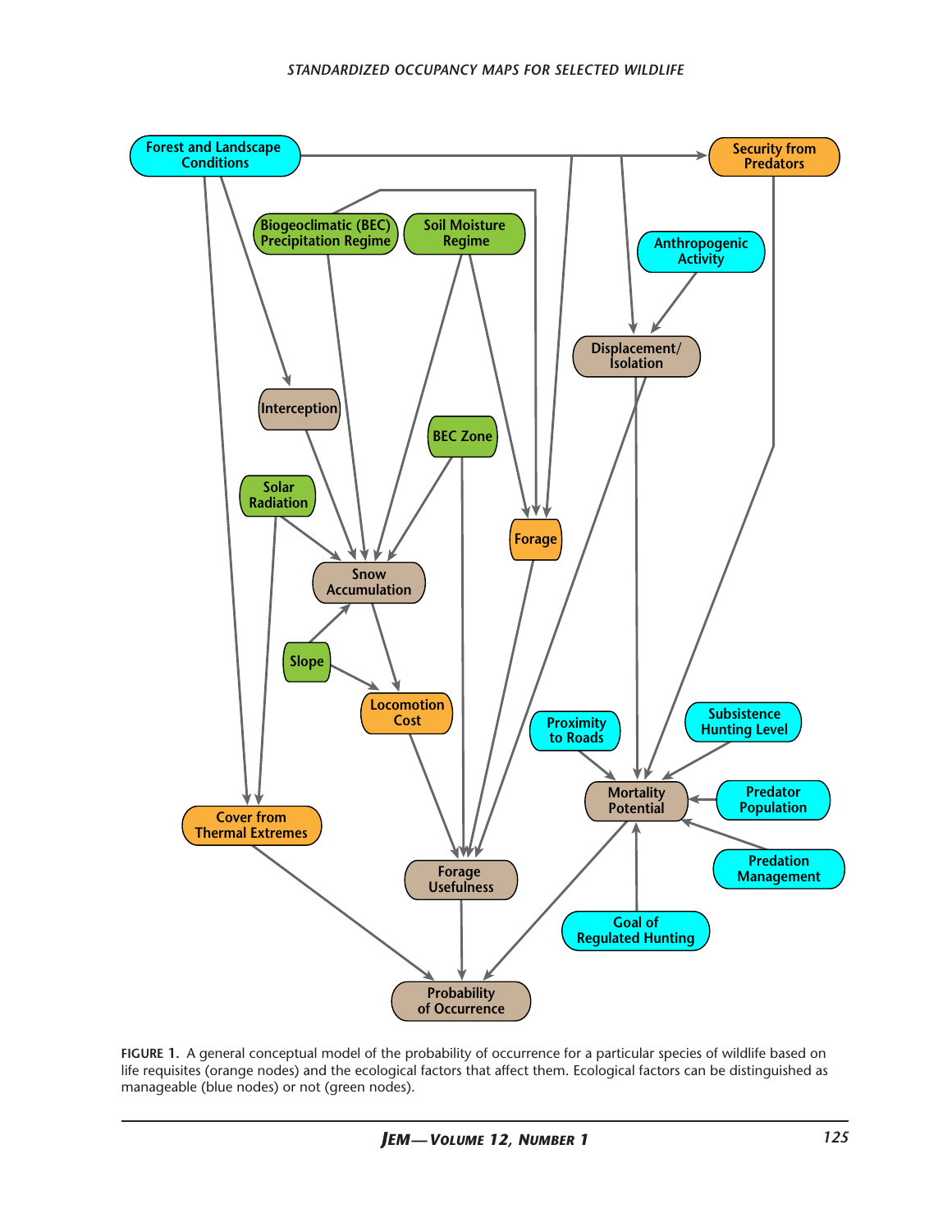FIGURE 1. A general conceptual model of the probability of occurrence for a particular species of wildlife based on life requisites (orange nodes) and the ecological factors that affect them. Ecological factors can be distinguished as manageable (blue nodes) or not (green nodes).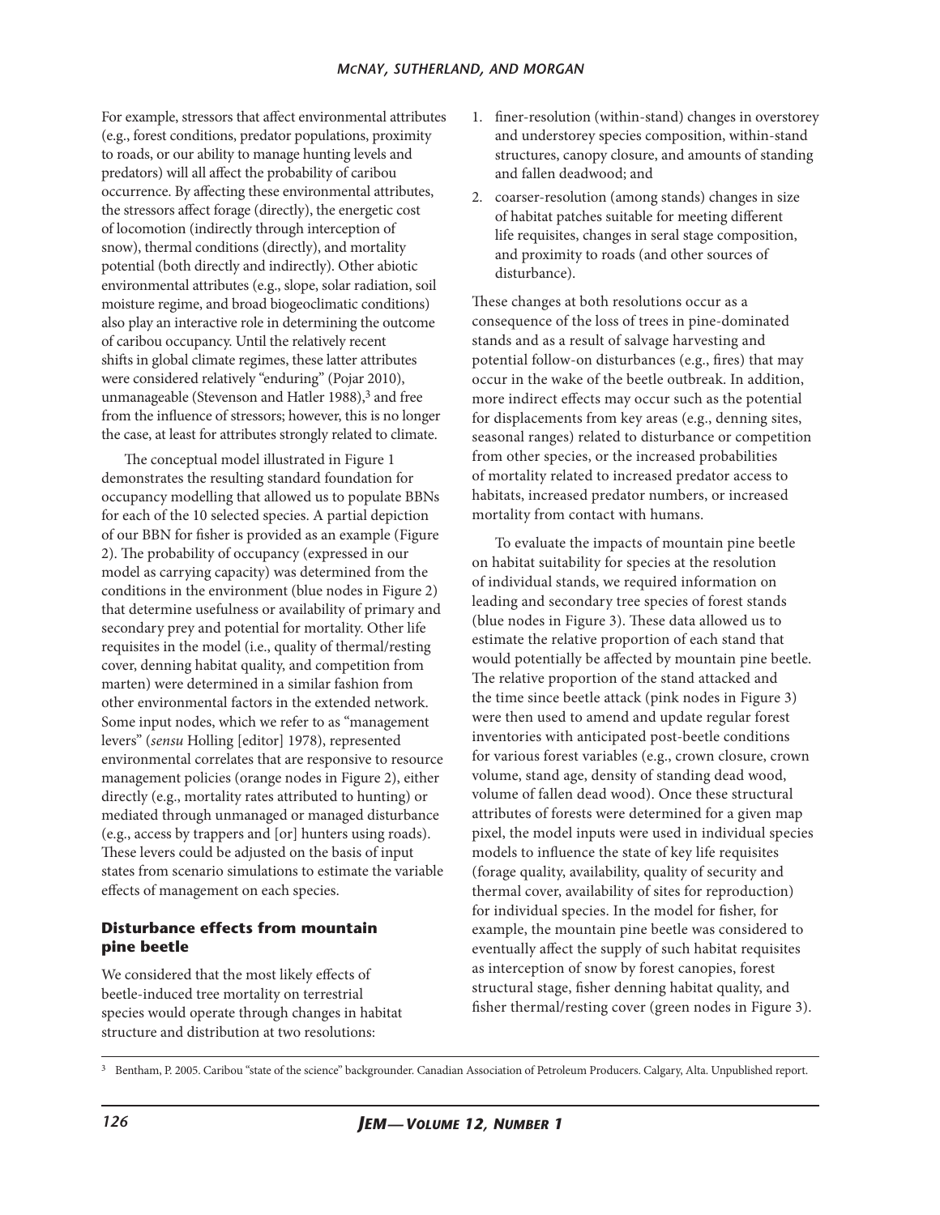For example, stressors that affect environmental attributes (e.g., forest conditions, predator populations, proximity to roads, or our ability to manage hunting levels and predators) will all affect the probability of caribou occurrence. By affecting these environmental attributes, the stressors affect forage (directly), the energetic cost of locomotion (indirectly through interception of snow), thermal conditions (directly), and mortality potential (both directly and indirectly). Other abiotic environmental attributes (e.g., slope, solar radiation, soil moisture regime, and broad biogeoclimatic conditions) also play an interactive role in determining the outcome of caribou occupancy. Until the relatively recent shifts in global climate regimes, these latter attributes were considered relatively "enduring" (Pojar 2010), unmanageable (Stevenson and Hatler 1988),[3] and free from the influence of stressors; however, this is no longer the case, at least for attributes strongly related to climate.

The conceptual model illustrated in Figure 1 demonstrates the resulting standard foundation for occupancy modelling that allowed us to populate BBNs for each of the 10 selected species. A partial depiction of our BBN for fisher is provided as an example (Figure 2). The probability of occupancy (expressed in our model as carrying capacity) was determined from the conditions in the environment (blue nodes in Figure 2) that determine usefulness or availability of primary and secondary prey and potential for mortality. Other life requisites in the model (i.e., quality of thermal/resting cover, denning habitat quality, and competition from marten) were determined in a similar fashion from other environmental factors in the extended network. Some input nodes, which we refer to as "management levers" (*sensu* Holling [editor] 1978), represented environmental correlates that are responsive to resource management policies (orange nodes in Figure 2), either directly (e.g., mortality rates attributed to hunting) or mediated through unmanaged or managed disturbance (e.g., access by trappers and [or] hunters using roads). These levers could be adjusted on the basis of input states from scenario simulations to estimate the variable effects of management on each species.

### Disturbance effects from mountain pine beetle

We considered that the most likely effects of beetle-induced tree mortality on terrestrial species would operate through changes in habitat structure and distribution at two resolutions:

1. finer-resolution (within-stand) changes in overstorey and understorey species composition, within-stand structures, canopy closure, and amounts of standing and fallen deadwood; and
2. coarser-resolution (among stands) changes in size of habitat patches suitable for meeting different life requisites, changes in seral stage composition, and proximity to roads (and other sources of disturbance).

These changes at both resolutions occur as a consequence of the loss of trees in pine-dominated stands and as a result of salvage harvesting and potential follow-on disturbances (e.g., fires) that may occur in the wake of the beetle outbreak. In addition, more indirect effects may occur such as the potential for displacements from key areas (e.g., denning sites, seasonal ranges) related to disturbance or competition from other species, or the increased probabilities of mortality related to increased predator access to habitats, increased predator numbers, or increased mortality from contact with humans.

To evaluate the impacts of mountain pine beetle on habitat suitability for species at the resolution of individual stands, we required information on leading and secondary tree species of forest stands (blue nodes in Figure 3). These data allowed us to estimate the relative proportion of each stand that would potentially be affected by mountain pine beetle. The relative proportion of the stand attacked and the time since beetle attack (pink nodes in Figure 3) were then used to amend and update regular forest inventories with anticipated post-beetle conditions for various forest variables (e.g., crown closure, crown volume, stand age, density of standing dead wood, volume of fallen dead wood). Once these structural attributes of forests were determined for a given map pixel, the model inputs were used in individual species models to influence the state of key life requisites (forage quality, availability, quality of security and thermal cover, availability of sites for reproduction) for individual species. In the model for fisher, for example, the mountain pine beetle was considered to eventually affect the supply of such habitat requisites as interception of snow by forest canopies, forest structural stage, fisher denning habitat quality, and fisher thermal/resting cover (green nodes in Figure 3).

---

[3] Bentham, P. 2005. Caribou "state of the science" backgrounder. Canadian Association of Petroleum Producers. Calgary, Alta. Unpublished report.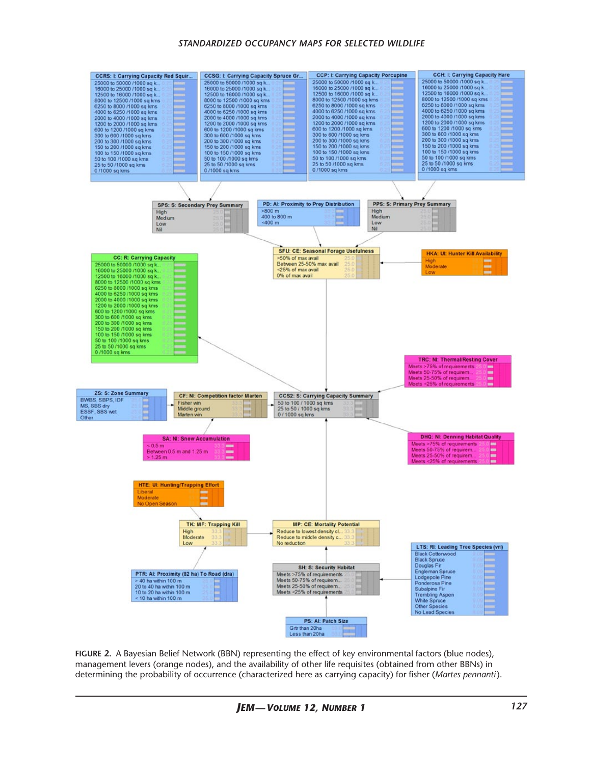FIGURE 2. A Bayesian Belief Network (BBN) representing the effect of key environmental factors (blue nodes), management levers (orange nodes), and the availability of other life requisites (obtained from other BBNs) in determining the probability of occurrence (characterized here as carrying capacity) for fisher (*Martes pennanti*).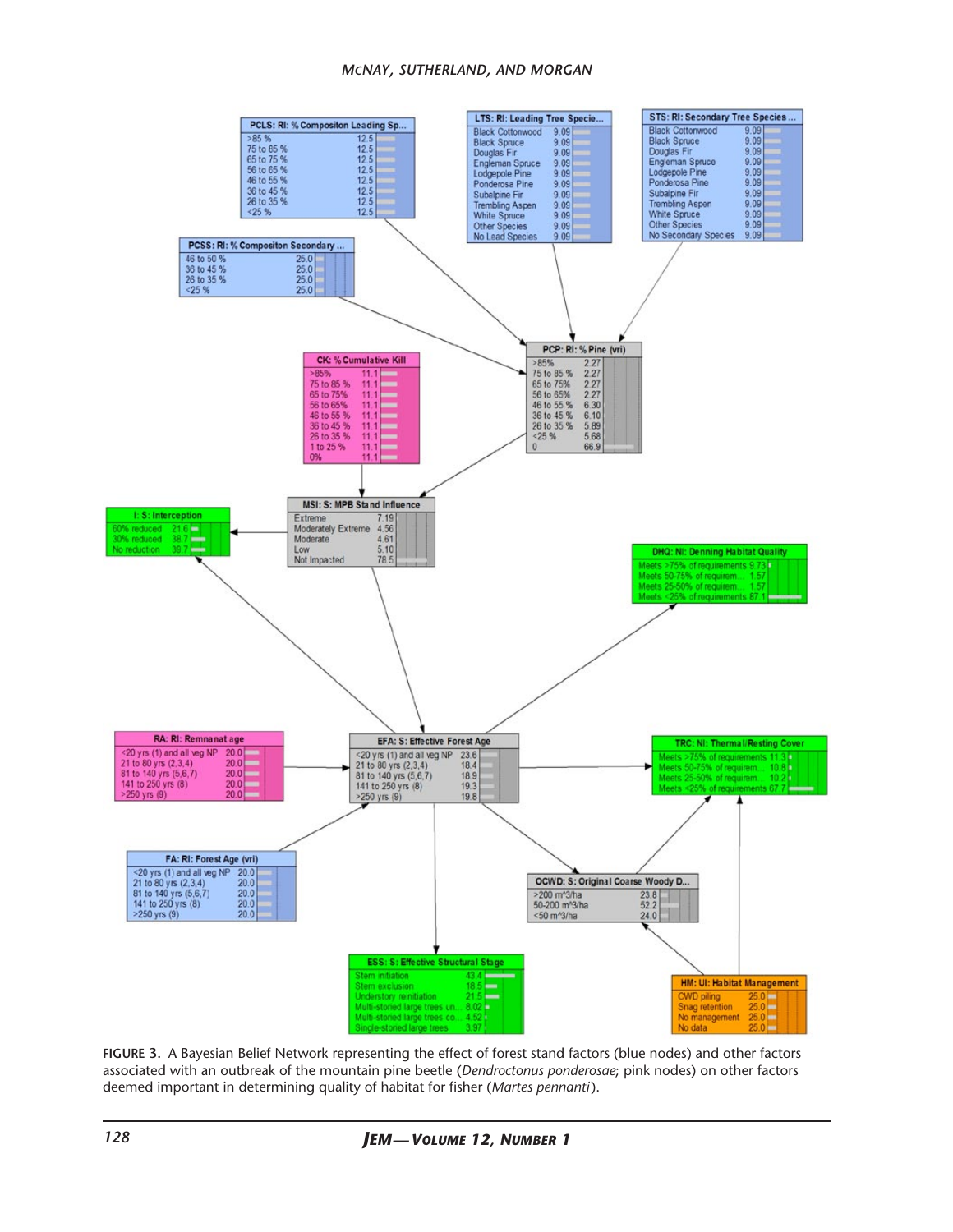**FIGURE 3.** A Bayesian Belief Network representing the effect of forest stand factors (blue nodes) and other factors associated with an outbreak of the mountain pine beetle (*Dendroctonus ponderosae*; pink nodes) on other factors deemed important in determining quality of habitat for fisher (*Martes pennanti*).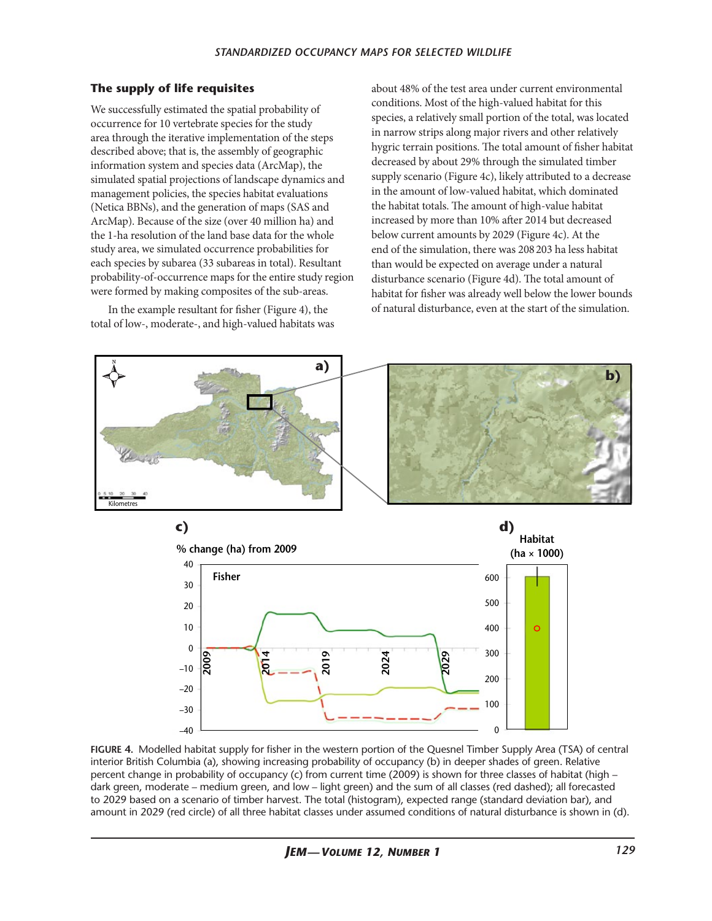## The supply of life requisites

We successfully estimated the spatial probability of occurrence for 10 vertebrate species for the study area through the iterative implementation of the steps described above; that is, the assembly of geographic information system and species data (ArcMap), the simulated spatial projections of landscape dynamics and management policies, the species habitat evaluations (Netica BBNs), and the generation of maps (SAS and ArcMap). Because of the size (over 40 million ha) and the 1-ha resolution of the land base data for the whole study area, we simulated occurrence probabilities for each species by subarea (33 subareas in total). Resultant probability-of-occurrence maps for the entire study region were formed by making composites of the sub-areas.

In the example resultant for fisher (Figure 4), the total of low-, moderate-, and high-valued habitats was about 48% of the test area under current environmental conditions. Most of the high-valued habitat for this species, a relatively small portion of the total, was located in narrow strips along major rivers and other relatively hygric terrain positions. The total amount of fisher habitat decreased by about 29% through the simulated timber supply scenario (Figure 4c), likely attributed to a decrease in the amount of low-valued habitat, which dominated the habitat totals. The amount of high-value habitat increased by more than 10% after 2014 but decreased below current amounts by 2029 (Figure 4c). At the end of the simulation, there was 208 203 ha less habitat than would be expected on average under a natural disturbance scenario (Figure 4d). The total amount of habitat for fisher was already well below the lower bounds of natural disturbance, even at the start of the simulation.

**FIGURE 4.** Modelled habitat supply for fisher in the western portion of the Quesnel Timber Supply Area (TSA) of central interior British Columbia (a), showing increasing probability of occupancy (b) in deeper shades of green. Relative percent change in probability of occupancy (c) from current time (2009) is shown for three classes of habitat (high – dark green, moderate – medium green, and low – light green) and the sum of all classes (red dashed); all forecasted to 2029 based on a scenario of timber harvest. The total (histogram), expected range (standard deviation bar), and amount in 2029 (red circle) of all three habitat classes under assumed conditions of natural disturbance is shown in (d).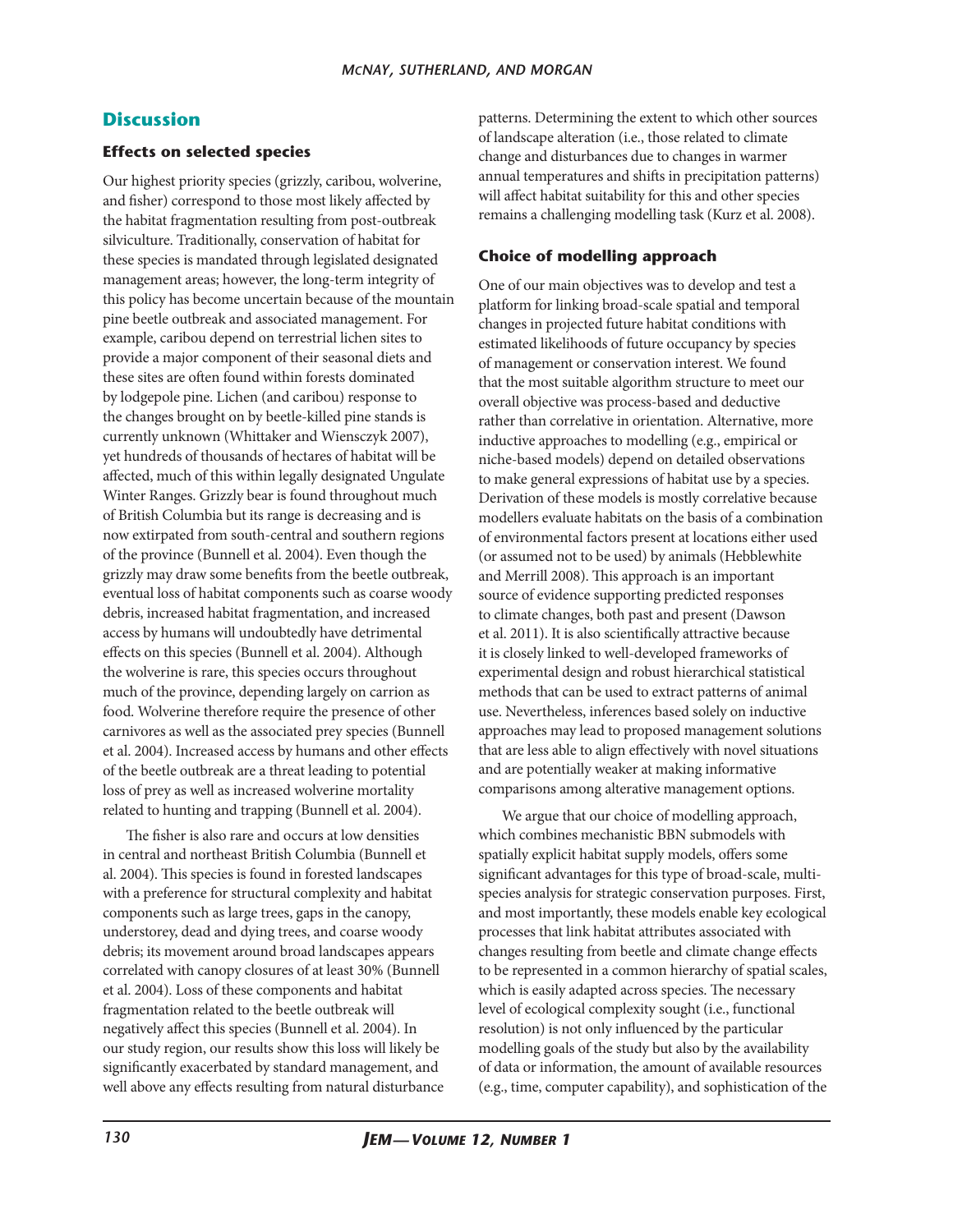## Discussion

### Effects on selected species

Our highest priority species (grizzly, caribou, wolverine, and fisher) correspond to those most likely affected by the habitat fragmentation resulting from post-outbreak silviculture. Traditionally, conservation of habitat for these species is mandated through legislated designated management areas; however, the long-term integrity of this policy has become uncertain because of the mountain pine beetle outbreak and associated management. For example, caribou depend on terrestrial lichen sites to provide a major component of their seasonal diets and these sites are often found within forests dominated by lodgepole pine. Lichen (and caribou) response to the changes brought on by beetle-killed pine stands is currently unknown (Whittaker and Wiensczyk 2007), yet hundreds of thousands of hectares of habitat will be affected, much of this within legally designated Ungulate Winter Ranges. Grizzly bear is found throughout much of British Columbia but its range is decreasing and is now extirpated from south-central and southern regions of the province (Bunnell et al. 2004). Even though the grizzly may draw some benefits from the beetle outbreak, eventual loss of habitat components such as coarse woody debris, increased habitat fragmentation, and increased access by humans will undoubtedly have detrimental effects on this species (Bunnell et al. 2004). Although the wolverine is rare, this species occurs throughout much of the province, depending largely on carrion as food. Wolverine therefore require the presence of other carnivores as well as the associated prey species (Bunnell et al. 2004). Increased access by humans and other effects of the beetle outbreak are a threat leading to potential loss of prey as well as increased wolverine mortality related to hunting and trapping (Bunnell et al. 2004).

The fisher is also rare and occurs at low densities in central and northeast British Columbia (Bunnell et al. 2004). This species is found in forested landscapes with a preference for structural complexity and habitat components such as large trees, gaps in the canopy, understorey, dead and dying trees, and coarse woody debris; its movement around broad landscapes appears correlated with canopy closures of at least 30% (Bunnell et al. 2004). Loss of these components and habitat fragmentation related to the beetle outbreak will negatively affect this species (Bunnell et al. 2004). In our study region, our results show this loss will likely be significantly exacerbated by standard management, and well above any effects resulting from natural disturbance patterns. Determining the extent to which other sources of landscape alteration (i.e., those related to climate change and disturbances due to changes in warmer annual temperatures and shifts in precipitation patterns) will affect habitat suitability for this and other species remains a challenging modelling task (Kurz et al. 2008).

### Choice of modelling approach

One of our main objectives was to develop and test a platform for linking broad-scale spatial and temporal changes in projected future habitat conditions with estimated likelihoods of future occupancy by species of management or conservation interest. We found that the most suitable algorithm structure to meet our overall objective was process-based and deductive rather than correlative in orientation. Alternative, more inductive approaches to modelling (e.g., empirical or niche-based models) depend on detailed observations to make general expressions of habitat use by a species. Derivation of these models is mostly correlative because modellers evaluate habitats on the basis of a combination of environmental factors present at locations either used (or assumed not to be used) by animals (Hebblewhite and Merrill 2008). This approach is an important source of evidence supporting predicted responses to climate changes, both past and present (Dawson et al. 2011). It is also scientifically attractive because it is closely linked to well-developed frameworks of experimental design and robust hierarchical statistical methods that can be used to extract patterns of animal use. Nevertheless, inferences based solely on inductive approaches may lead to proposed management solutions that are less able to align effectively with novel situations and are potentially weaker at making informative comparisons among alterative management options.

We argue that our choice of modelling approach, which combines mechanistic BBN submodels with spatially explicit habitat supply models, offers some significant advantages for this type of broad-scale, multi-species analysis for strategic conservation purposes. First, and most importantly, these models enable key ecological processes that link habitat attributes associated with changes resulting from beetle and climate change effects to be represented in a common hierarchy of spatial scales, which is easily adapted across species. The necessary level of ecological complexity sought (i.e., functional resolution) is not only influenced by the particular modelling goals of the study but also by the availability of data or information, the amount of available resources (e.g., time, computer capability), and sophistication of the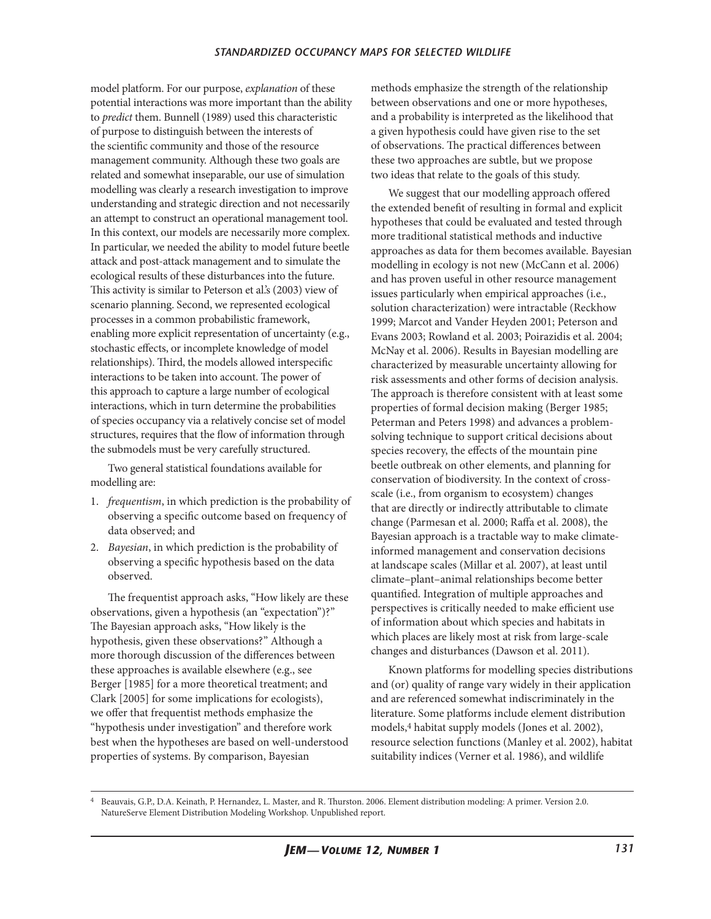model platform. For our purpose, *explanation* of these potential interactions was more important than the ability to *predict* them. Bunnell (1989) used this characteristic of purpose to distinguish between the interests of the scientific community and those of the resource management community. Although these two goals are related and somewhat inseparable, our use of simulation modelling was clearly a research investigation to improve understanding and strategic direction and not necessarily an attempt to construct an operational management tool. In this context, our models are necessarily more complex. In particular, we needed the ability to model future beetle attack and post-attack management and to simulate the ecological results of these disturbances into the future. This activity is similar to Peterson et al.'s (2003) view of scenario planning. Second, we represented ecological processes in a common probabilistic framework, enabling more explicit representation of uncertainty (e.g., stochastic effects, or incomplete knowledge of model relationships). Third, the models allowed interspecific interactions to be taken into account. The power of this approach to capture a large number of ecological interactions, which in turn determine the probabilities of species occupancy via a relatively concise set of model structures, requires that the flow of information through the submodels must be very carefully structured.

Two general statistical foundations available for modelling are:

1. *frequentism*, in which prediction is the probability of observing a specific outcome based on frequency of data observed; and
2. *Bayesian*, in which prediction is the probability of observing a specific hypothesis based on the data observed.

The frequentist approach asks, "How likely are these observations, given a hypothesis (an "expectation")?" The Bayesian approach asks, "How likely is the hypothesis, given these observations?" Although a more thorough discussion of the differences between these approaches is available elsewhere (e.g., see Berger [1985] for a more theoretical treatment; and Clark [2005] for some implications for ecologists), we offer that frequentist methods emphasize the "hypothesis under investigation" and therefore work best when the hypotheses are based on well-understood properties of systems. By comparison, Bayesian methods emphasize the strength of the relationship between observations and one or more hypotheses, and a probability is interpreted as the likelihood that a given hypothesis could have given rise to the set of observations. The practical differences between these two approaches are subtle, but we propose two ideas that relate to the goals of this study.

We suggest that our modelling approach offered the extended benefit of resulting in formal and explicit hypotheses that could be evaluated and tested through more traditional statistical methods and inductive approaches as data for them becomes available. Bayesian modelling in ecology is not new (McCann et al. 2006) and has proven useful in other resource management issues particularly when empirical approaches (i.e., solution characterization) were intractable (Reckhow 1999; Marcot and Vander Heyden 2001; Peterson and Evans 2003; Rowland et al. 2003; Poirazidis et al. 2004; McNay et al. 2006). Results in Bayesian modelling are characterized by measurable uncertainty allowing for risk assessments and other forms of decision analysis. The approach is therefore consistent with at least some properties of formal decision making (Berger 1985; Peterman and Peters 1998) and advances a problem-solving technique to support critical decisions about species recovery, the effects of the mountain pine beetle outbreak on other elements, and planning for conservation of biodiversity. In the context of cross-scale (i.e., from organism to ecosystem) changes that are directly or indirectly attributable to climate change (Parmesan et al. 2000; Raffa et al. 2008), the Bayesian approach is a tractable way to make climate-informed management and conservation decisions at landscape scales (Millar et al. 2007), at least until climate–plant–animal relationships become better quantified. Integration of multiple approaches and perspectives is critically needed to make efficient use of information about which species and habitats in which places are likely most at risk from large-scale changes and disturbances (Dawson et al. 2011).

Known platforms for modelling species distributions and (or) quality of range vary widely in their application and are referenced somewhat indiscriminately in the literature. Some platforms include element distribution models,[4] habitat supply models (Jones et al. 2002), resource selection functions (Manley et al. 2002), habitat suitability indices (Verner et al. 1986), and wildlife

[4] Beauvais, G.P., D.A. Keinath, P. Hernandez, L. Master, and R. Thurston. 2006. Element distribution modeling: A primer. Version 2.0. NatureServe Element Distribution Modeling Workshop. Unpublished report.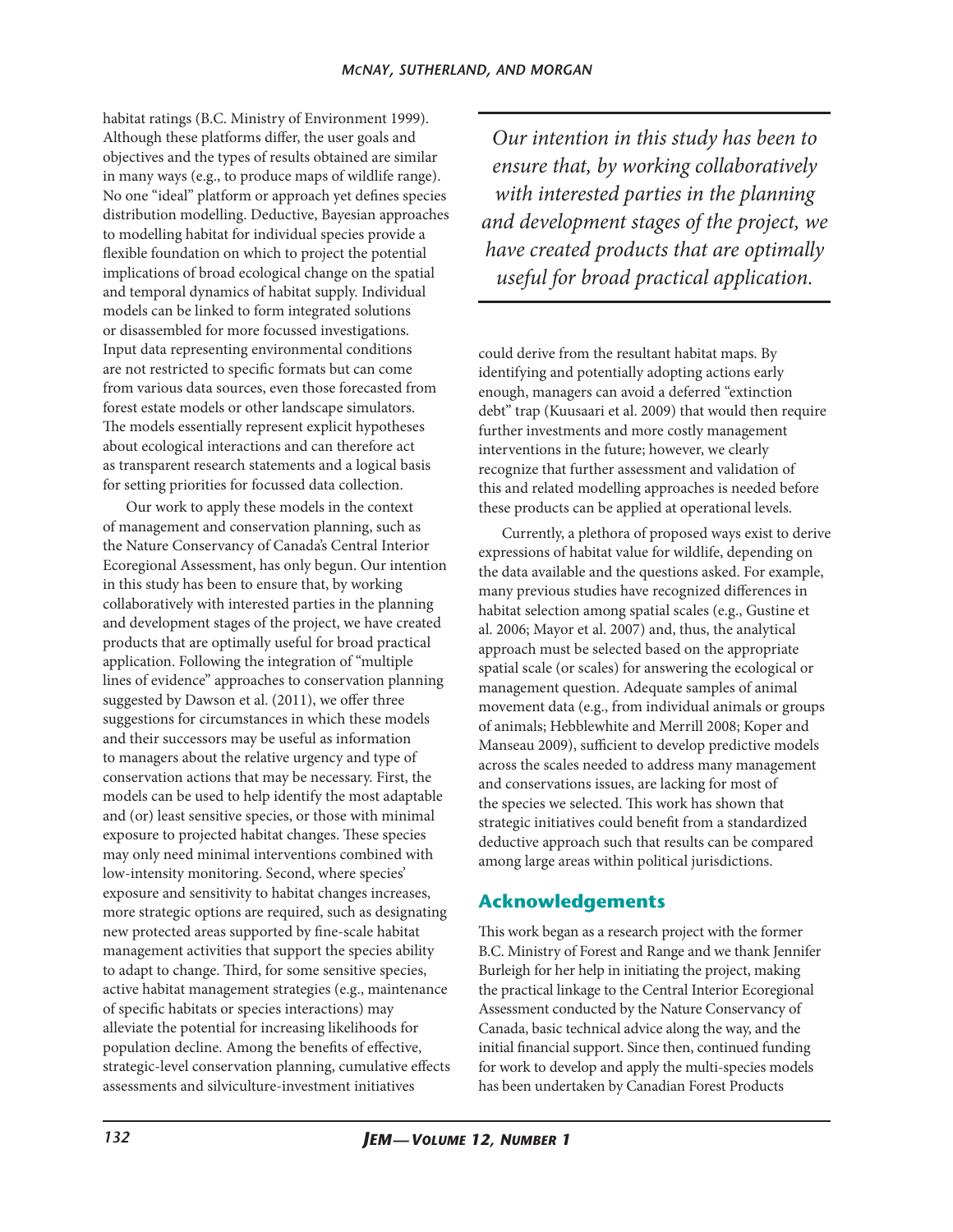habitat ratings (B.C. Ministry of Environment 1999). Although these platforms differ, the user goals and objectives and the types of results obtained are similar in many ways (e.g., to produce maps of wildlife range). No one "ideal" platform or approach yet defines species distribution modelling. Deductive, Bayesian approaches to modelling habitat for individual species provide a flexible foundation on which to project the potential implications of broad ecological change on the spatial and temporal dynamics of habitat supply. Individual models can be linked to form integrated solutions or disassembled for more focussed investigations. Input data representing environmental conditions are not restricted to specific formats but can come from various data sources, even those forecasted from forest estate models or other landscape simulators. The models essentially represent explicit hypotheses about ecological interactions and can therefore act as transparent research statements and a logical basis for setting priorities for focussed data collection.

Our work to apply these models in the context of management and conservation planning, such as the Nature Conservancy of Canada's Central Interior Ecoregional Assessment, has only begun. Our intention in this study has been to ensure that, by working collaboratively with interested parties in the planning and development stages of the project, we have created products that are optimally useful for broad practical application. Following the integration of "multiple lines of evidence" approaches to conservation planning suggested by Dawson et al. (2011), we offer three suggestions for circumstances in which these models and their successors may be useful as information to managers about the relative urgency and type of conservation actions that may be necessary. First, the models can be used to help identify the most adaptable and (or) least sensitive species, or those with minimal exposure to projected habitat changes. These species may only need minimal interventions combined with low-intensity monitoring. Second, where species' exposure and sensitivity to habitat changes increases, more strategic options are required, such as designating new protected areas supported by fine-scale habitat management activities that support the species ability to adapt to change. Third, for some sensitive species, active habitat management strategies (e.g., maintenance of specific habitats or species interactions) may alleviate the potential for increasing likelihoods for population decline. Among the benefits of effective, strategic-level conservation planning, cumulative effects assessments and silviculture-investment initiatives could derive from the resultant habitat maps. By identifying and potentially adopting actions early enough, managers can avoid a deferred "extinction debt" trap (Kuusaari et al. 2009) that would then require further investments and more costly management interventions in the future; however, we clearly recognize that further assessment and validation of this and related modelling approaches is needed before these products can be applied at operational levels.

> *Our intention in this study has been to ensure that, by working collaboratively with interested parties in the planning and development stages of the project, we have created products that are optimally useful for broad practical application.*

Currently, a plethora of proposed ways exist to derive expressions of habitat value for wildlife, depending on the data available and the questions asked. For example, many previous studies have recognized differences in habitat selection among spatial scales (e.g., Gustine et al. 2006; Mayor et al. 2007) and, thus, the analytical approach must be selected based on the appropriate spatial scale (or scales) for answering the ecological or management question. Adequate samples of animal movement data (e.g., from individual animals or groups of animals; Hebblewhite and Merrill 2008; Koper and Manseau 2009), sufficient to develop predictive models across the scales needed to address many management and conservations issues, are lacking for most of the species we selected. This work has shown that strategic initiatives could benefit from a standardized deductive approach such that results can be compared among large areas within political jurisdictions.

## Acknowledgements

This work began as a research project with the former B.C. Ministry of Forest and Range and we thank Jennifer Burleigh for her help in initiating the project, making the practical linkage to the Central Interior Ecoregional Assessment conducted by the Nature Conservancy of Canada, basic technical advice along the way, and the initial financial support. Since then, continued funding for work to develop and apply the multi-species models has been undertaken by Canadian Forest Products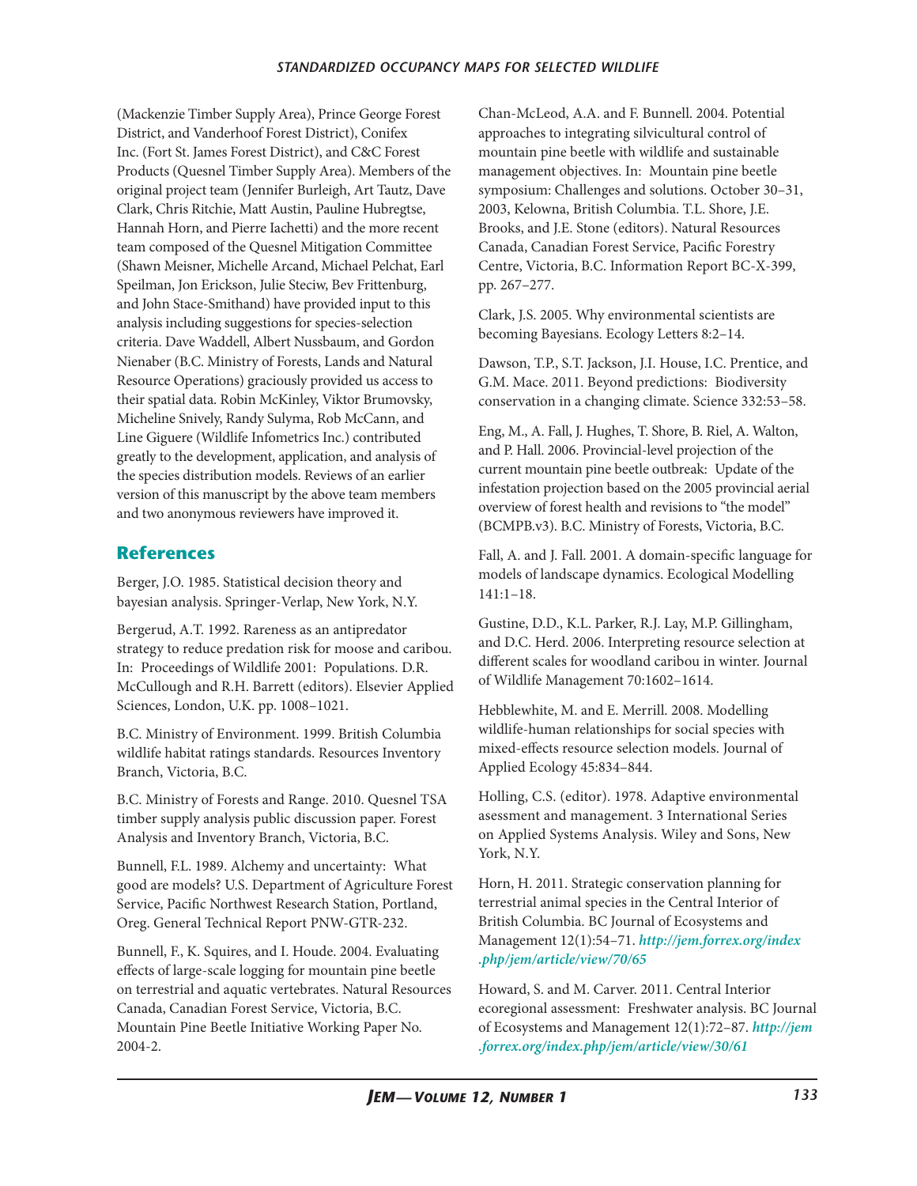(Mackenzie Timber Supply Area), Prince George Forest District, and Vanderhoof Forest District), Conifex Inc. (Fort St. James Forest District), and C&C Forest Products (Quesnel Timber Supply Area). Members of the original project team (Jennifer Burleigh, Art Tautz, Dave Clark, Chris Ritchie, Matt Austin, Pauline Hubregtse, Hannah Horn, and Pierre Iachetti) and the more recent team composed of the Quesnel Mitigation Committee (Shawn Meisner, Michelle Arcand, Michael Pelchat, Earl Speilman, Jon Erickson, Julie Steciw, Bev Frittenburg, and John Stace-Smithand) have provided input to this analysis including suggestions for species-selection criteria. Dave Waddell, Albert Nussbaum, and Gordon Nienaber (B.C. Ministry of Forests, Lands and Natural Resource Operations) graciously provided us access to their spatial data. Robin McKinley, Viktor Brumovsky, Micheline Snively, Randy Sulyma, Rob McCann, and Line Giguere (Wildlife Infometrics Inc.) contributed greatly to the development, application, and analysis of the species distribution models. Reviews of an earlier version of this manuscript by the above team members and two anonymous reviewers have improved it.

## References

Berger, J.O. 1985. Statistical decision theory and bayesian analysis. Springer-Verlap, New York, N.Y.

Bergerud, A.T. 1992. Rareness as an antipredator strategy to reduce predation risk for moose and caribou. In: Proceedings of Wildlife 2001: Populations. D.R. McCullough and R.H. Barrett (editors). Elsevier Applied Sciences, London, U.K. pp. 1008–1021.

B.C. Ministry of Environment. 1999. British Columbia wildlife habitat ratings standards. Resources Inventory Branch, Victoria, B.C.

B.C. Ministry of Forests and Range. 2010. Quesnel TSA timber supply analysis public discussion paper. Forest Analysis and Inventory Branch, Victoria, B.C.

Bunnell, F.L. 1989. Alchemy and uncertainty: What good are models? U.S. Department of Agriculture Forest Service, Pacific Northwest Research Station, Portland, Oreg. General Technical Report PNW-GTR-232.

Bunnell, F., K. Squires, and I. Houde. 2004. Evaluating effects of large-scale logging for mountain pine beetle on terrestrial and aquatic vertebrates. Natural Resources Canada, Canadian Forest Service, Victoria, B.C. Mountain Pine Beetle Initiative Working Paper No. 2004-2.

Chan-McLeod, A.A. and F. Bunnell. 2004. Potential approaches to integrating silvicultural control of mountain pine beetle with wildlife and sustainable management objectives. In: Mountain pine beetle symposium: Challenges and solutions. October 30–31, 2003, Kelowna, British Columbia. T.L. Shore, J.E. Brooks, and J.E. Stone (editors). Natural Resources Canada, Canadian Forest Service, Pacific Forestry Centre, Victoria, B.C. Information Report BC-X-399, pp. 267–277.

Clark, J.S. 2005. Why environmental scientists are becoming Bayesians. Ecology Letters 8:2–14.

Dawson, T.P., S.T. Jackson, J.I. House, I.C. Prentice, and G.M. Mace. 2011. Beyond predictions: Biodiversity conservation in a changing climate. Science 332:53–58.

Eng, M., A. Fall, J. Hughes, T. Shore, B. Riel, A. Walton, and P. Hall. 2006. Provincial-level projection of the current mountain pine beetle outbreak: Update of the infestation projection based on the 2005 provincial aerial overview of forest health and revisions to "the model" (BCMPB.v3). B.C. Ministry of Forests, Victoria, B.C.

Fall, A. and J. Fall. 2001. A domain-specific language for models of landscape dynamics. Ecological Modelling 141:1–18.

Gustine, D.D., K.L. Parker, R.J. Lay, M.P. Gillingham, and D.C. Herd. 2006. Interpreting resource selection at different scales for woodland caribou in winter. Journal of Wildlife Management 70:1602–1614.

Hebblewhite, M. and E. Merrill. 2008. Modelling wildlife-human relationships for social species with mixed-effects resource selection models. Journal of Applied Ecology 45:834–844.

Holling, C.S. (editor). 1978. Adaptive environmental asessment and management. 3 International Series on Applied Systems Analysis. Wiley and Sons, New York, N.Y.

Horn, H. 2011. Strategic conservation planning for terrestrial animal species in the Central Interior of British Columbia. BC Journal of Ecosystems and Management 12(1):54–71. *http://jem.forrex.org/index.php/jem/article/view/70/65*

Howard, S. and M. Carver. 2011. Central Interior ecoregional assessment: Freshwater analysis. BC Journal of Ecosystems and Management 12(1):72–87. *http://jem.forrex.org/index.php/jem/article/view/30/61*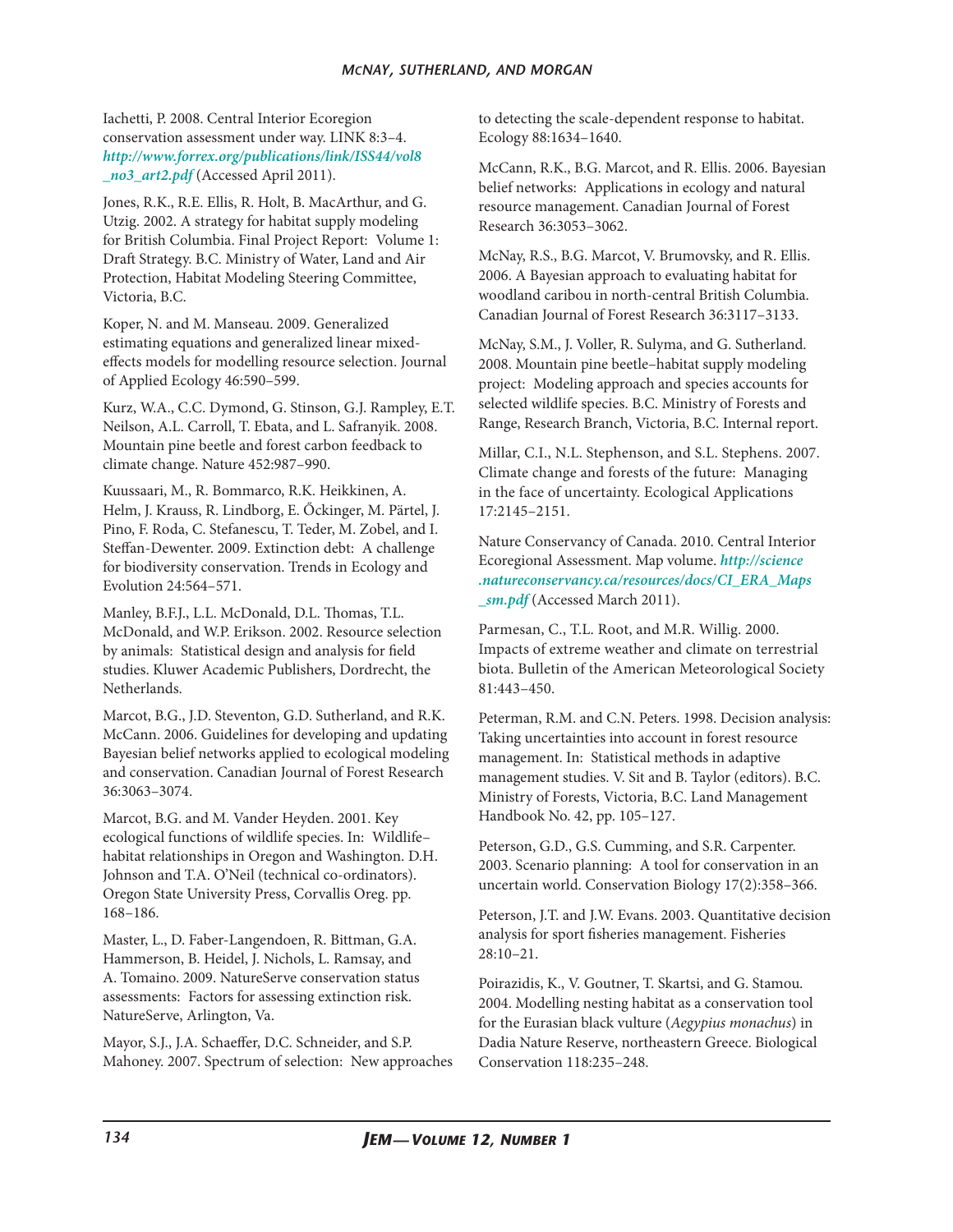Iachetti, P. 2008. Central Interior Ecoregion conservation assessment under way. LINK 8:3–4. *http://www.forrex.org/publications/link/ISS44/vol8_no3_art2.pdf* (Accessed April 2011).

Jones, R.K., R.E. Ellis, R. Holt, B. MacArthur, and G. Utzig. 2002. A strategy for habitat supply modeling for British Columbia. Final Project Report: Volume 1: Draft Strategy. B.C. Ministry of Water, Land and Air Protection, Habitat Modeling Steering Committee, Victoria, B.C.

Koper, N. and M. Manseau. 2009. Generalized estimating equations and generalized linear mixed-effects models for modelling resource selection. Journal of Applied Ecology 46:590–599.

Kurz, W.A., C.C. Dymond, G. Stinson, G.J. Rampley, E.T. Neilson, A.L. Carroll, T. Ebata, and L. Safranyik. 2008. Mountain pine beetle and forest carbon feedback to climate change. Nature 452:987–990.

Kuussaari, M., R. Bommarco, R.K. Heikkinen, A. Helm, J. Krauss, R. Lindborg, E. Őckinger, M. Pärtel, J. Pino, F. Roda, C. Stefanescu, T. Teder, M. Zobel, and I. Steffan-Dewenter. 2009. Extinction debt: A challenge for biodiversity conservation. Trends in Ecology and Evolution 24:564–571.

Manley, B.F.J., L.L. McDonald, D.L. Thomas, T.L. McDonald, and W.P. Erikson. 2002. Resource selection by animals: Statistical design and analysis for field studies. Kluwer Academic Publishers, Dordrecht, the Netherlands.

Marcot, B.G., J.D. Steventon, G.D. Sutherland, and R.K. McCann. 2006. Guidelines for developing and updating Bayesian belief networks applied to ecological modeling and conservation. Canadian Journal of Forest Research 36:3063–3074.

Marcot, B.G. and M. Vander Heyden. 2001. Key ecological functions of wildlife species. In: Wildlife–habitat relationships in Oregon and Washington. D.H. Johnson and T.A. O'Neil (technical co-ordinators). Oregon State University Press, Corvallis Oreg. pp. 168–186.

Master, L., D. Faber-Langendoen, R. Bittman, G.A. Hammerson, B. Heidel, J. Nichols, L. Ramsay, and A. Tomaino. 2009. NatureServe conservation status assessments: Factors for assessing extinction risk. NatureServe, Arlington, Va.

Mayor, S.J., J.A. Schaeffer, D.C. Schneider, and S.P. Mahoney. 2007. Spectrum of selection: New approaches to detecting the scale-dependent response to habitat. Ecology 88:1634–1640.

McCann, R.K., B.G. Marcot, and R. Ellis. 2006. Bayesian belief networks: Applications in ecology and natural resource management. Canadian Journal of Forest Research 36:3053–3062.

McNay, R.S., B.G. Marcot, V. Brumovsky, and R. Ellis. 2006. A Bayesian approach to evaluating habitat for woodland caribou in north-central British Columbia. Canadian Journal of Forest Research 36:3117–3133.

McNay, S.M., J. Voller, R. Sulyma, and G. Sutherland. 2008. Mountain pine beetle–habitat supply modeling project: Modeling approach and species accounts for selected wildlife species. B.C. Ministry of Forests and Range, Research Branch, Victoria, B.C. Internal report.

Millar, C.I., N.L. Stephenson, and S.L. Stephens. 2007. Climate change and forests of the future: Managing in the face of uncertainty. Ecological Applications 17:2145–2151.

Nature Conservancy of Canada. 2010. Central Interior Ecoregional Assessment. Map volume. *http://science.natureconservancy.ca/resources/docs/CI_ERA_Maps_sm.pdf* (Accessed March 2011).

Parmesan, C., T.L. Root, and M.R. Willig. 2000. Impacts of extreme weather and climate on terrestrial biota. Bulletin of the American Meteorological Society 81:443–450.

Peterman, R.M. and C.N. Peters. 1998. Decision analysis: Taking uncertainties into account in forest resource management. In: Statistical methods in adaptive management studies. V. Sit and B. Taylor (editors). B.C. Ministry of Forests, Victoria, B.C. Land Management Handbook No. 42, pp. 105–127.

Peterson, G.D., G.S. Cumming, and S.R. Carpenter. 2003. Scenario planning: A tool for conservation in an uncertain world. Conservation Biology 17(2):358–366.

Peterson, J.T. and J.W. Evans. 2003. Quantitative decision analysis for sport fisheries management. Fisheries 28:10–21.

Poirazidis, K., V. Goutner, T. Skartsi, and G. Stamou. 2004. Modelling nesting habitat as a conservation tool for the Eurasian black vulture (*Aegypius monachus*) in Dadia Nature Reserve, northeastern Greece. Biological Conservation 118:235–248.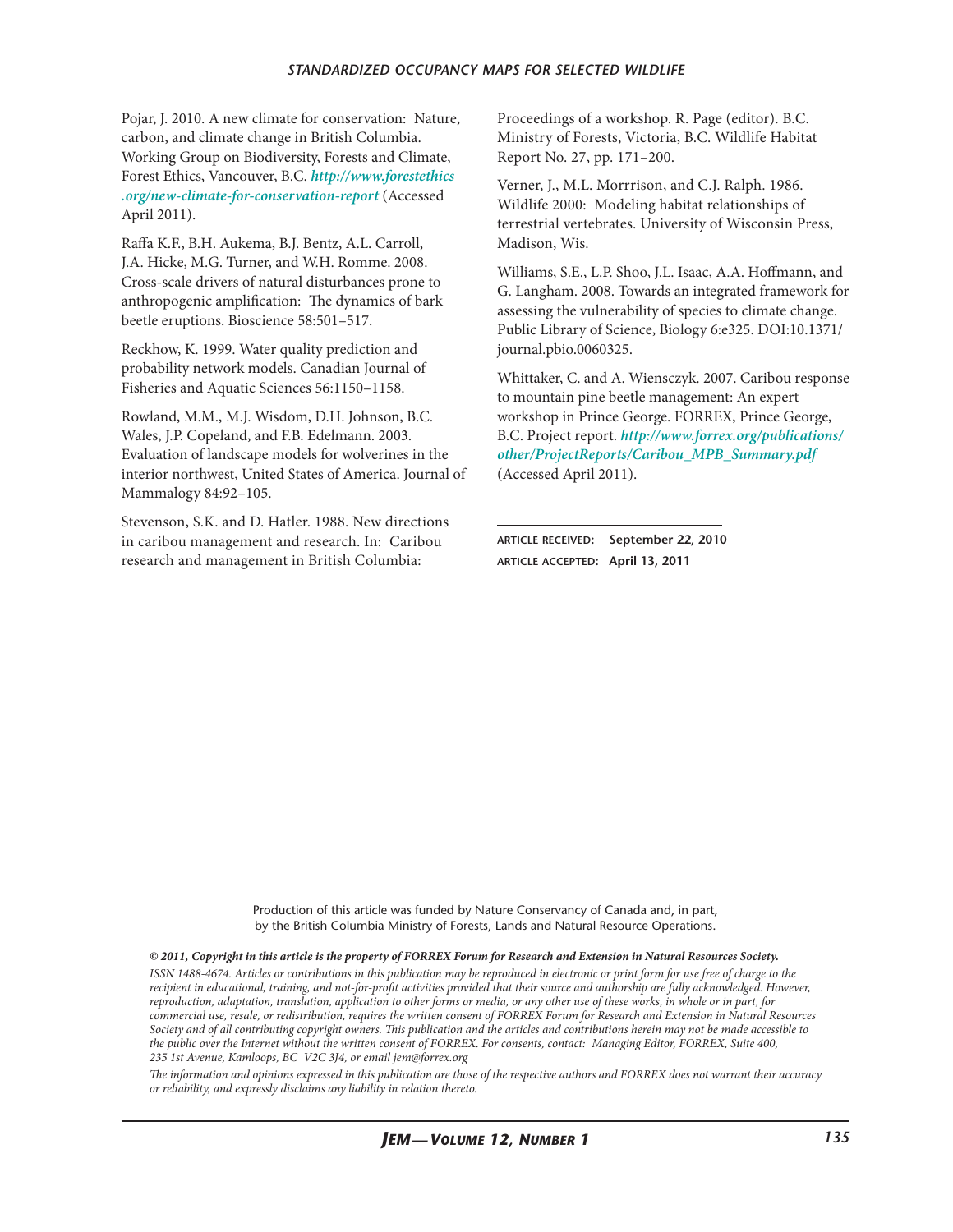Pojar, J. 2010. A new climate for conservation: Nature, carbon, and climate change in British Columbia. Working Group on Biodiversity, Forests and Climate, Forest Ethics, Vancouver, B.C. ***http://www.forestethics.org/new-climate-for-conservation-report*** (Accessed April 2011).

Raffa K.F., B.H. Aukema, B.J. Bentz, A.L. Carroll, J.A. Hicke, M.G. Turner, and W.H. Romme. 2008. Cross-scale drivers of natural disturbances prone to anthropogenic amplification: The dynamics of bark beetle eruptions. Bioscience 58:501–517.

Reckhow, K. 1999. Water quality prediction and probability network models. Canadian Journal of Fisheries and Aquatic Sciences 56:1150–1158.

Rowland, M.M., M.J. Wisdom, D.H. Johnson, B.C. Wales, J.P. Copeland, and F.B. Edelmann. 2003. Evaluation of landscape models for wolverines in the interior northwest, United States of America. Journal of Mammalogy 84:92–105.

Stevenson, S.K. and D. Hatler. 1988. New directions in caribou management and research. In: Caribou research and management in British Columbia: Proceedings of a workshop. R. Page (editor). B.C. Ministry of Forests, Victoria, B.C. Wildlife Habitat Report No. 27, pp. 171–200.

Verner, J., M.L. Morrrison, and C.J. Ralph. 1986. Wildlife 2000: Modeling habitat relationships of terrestrial vertebrates. University of Wisconsin Press, Madison, Wis.

Williams, S.E., L.P. Shoo, J.L. Isaac, A.A. Hoffmann, and G. Langham. 2008. Towards an integrated framework for assessing the vulnerability of species to climate change. Public Library of Science, Biology 6:e325. DOI:10.1371/journal.pbio.0060325.

Whittaker, C. and A. Wiensczyk. 2007. Caribou response to mountain pine beetle management: An expert workshop in Prince George. FORREX, Prince George, B.C. Project report. ***http://www.forrex.org/publications/other/ProjectReports/Caribou_MPB_Summary.pdf*** (Accessed April 2011).

---

**ARTICLE RECEIVED: September 22, 2010**
**ARTICLE ACCEPTED: April 13, 2011**

Production of this article was funded by Nature Conservancy of Canada and, in part, by the British Columbia Ministry of Forests, Lands and Natural Resource Operations.

***© 2011, Copyright in this article is the property of FORREX Forum for Research and Extension in Natural Resources Society.***

*ISSN 1488-4674. Articles or contributions in this publication may be reproduced in electronic or print form for use free of charge to the recipient in educational, training, and not-for-profit activities provided that their source and authorship are fully acknowledged. However, reproduction, adaptation, translation, application to other forms or media, or any other use of these works, in whole or in part, for commercial use, resale, or redistribution, requires the written consent of FORREX Forum for Research and Extension in Natural Resources Society and of all contributing copyright owners. This publication and the articles and contributions herein may not be made accessible to the public over the Internet without the written consent of FORREX. For consents, contact: Managing Editor, FORREX, Suite 400, 235 1st Avenue, Kamloops, BC V2C 3J4, or email jem@forrex.org*

*The information and opinions expressed in this publication are those of the respective authors and FORREX does not warrant their accuracy or reliability, and expressly disclaims any liability in relation thereto.*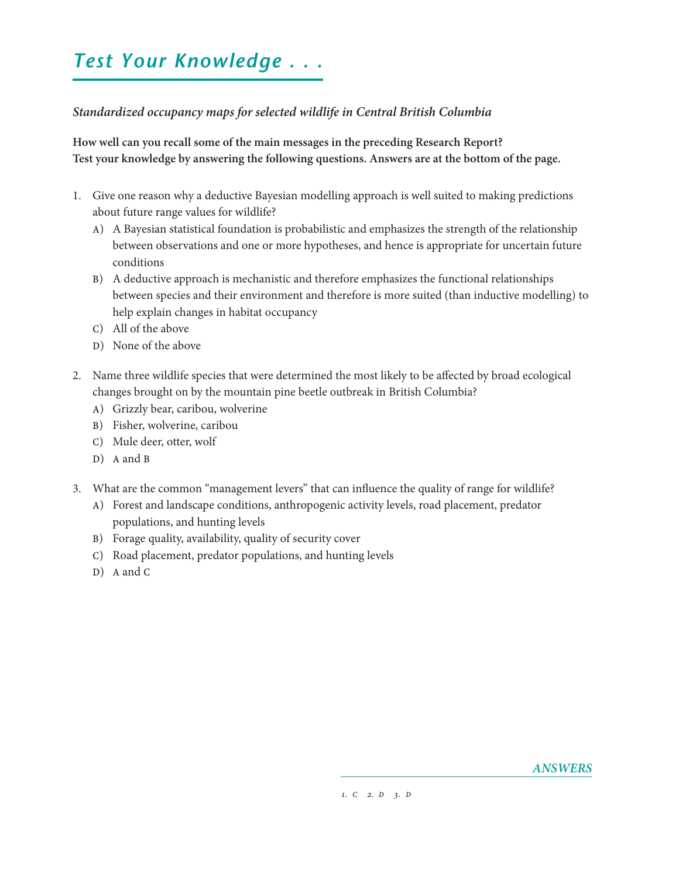# *Test Your Knowledge . . .*

***Standardized occupancy maps for selected wildlife in Central British Columbia***

**How well can you recall some of the main messages in the preceding Research Report? Test your knowledge by answering the following questions. Answers are at the bottom of the page.**

1. Give one reason why a deductive Bayesian modelling approach is well suited to making predictions about future range values for wildlife?
   - A) A Bayesian statistical foundation is probabilistic and emphasizes the strength of the relationship between observations and one or more hypotheses, and hence is appropriate for uncertain future conditions
   - B) A deductive approach is mechanistic and therefore emphasizes the functional relationships between species and their environment and therefore is more suited (than inductive modelling) to help explain changes in habitat occupancy
   - C) All of the above
   - D) None of the above

2. Name three wildlife species that were determined the most likely to be affected by broad ecological changes brought on by the mountain pine beetle outbreak in British Columbia?
   - A) Grizzly bear, caribou, wolverine
   - B) Fisher, wolverine, caribou
   - C) Mule deer, otter, wolf
   - D) A and B

3. What are the common "management levers" that can influence the quality of range for wildlife?
   - A) Forest and landscape conditions, anthropogenic activity levels, road placement, predator populations, and hunting levels
   - B) Forage quality, availability, quality of security cover
   - C) Road placement, predator populations, and hunting levels
   - D) A and C

***ANSWERS***

*1. C 2. D 3. D*